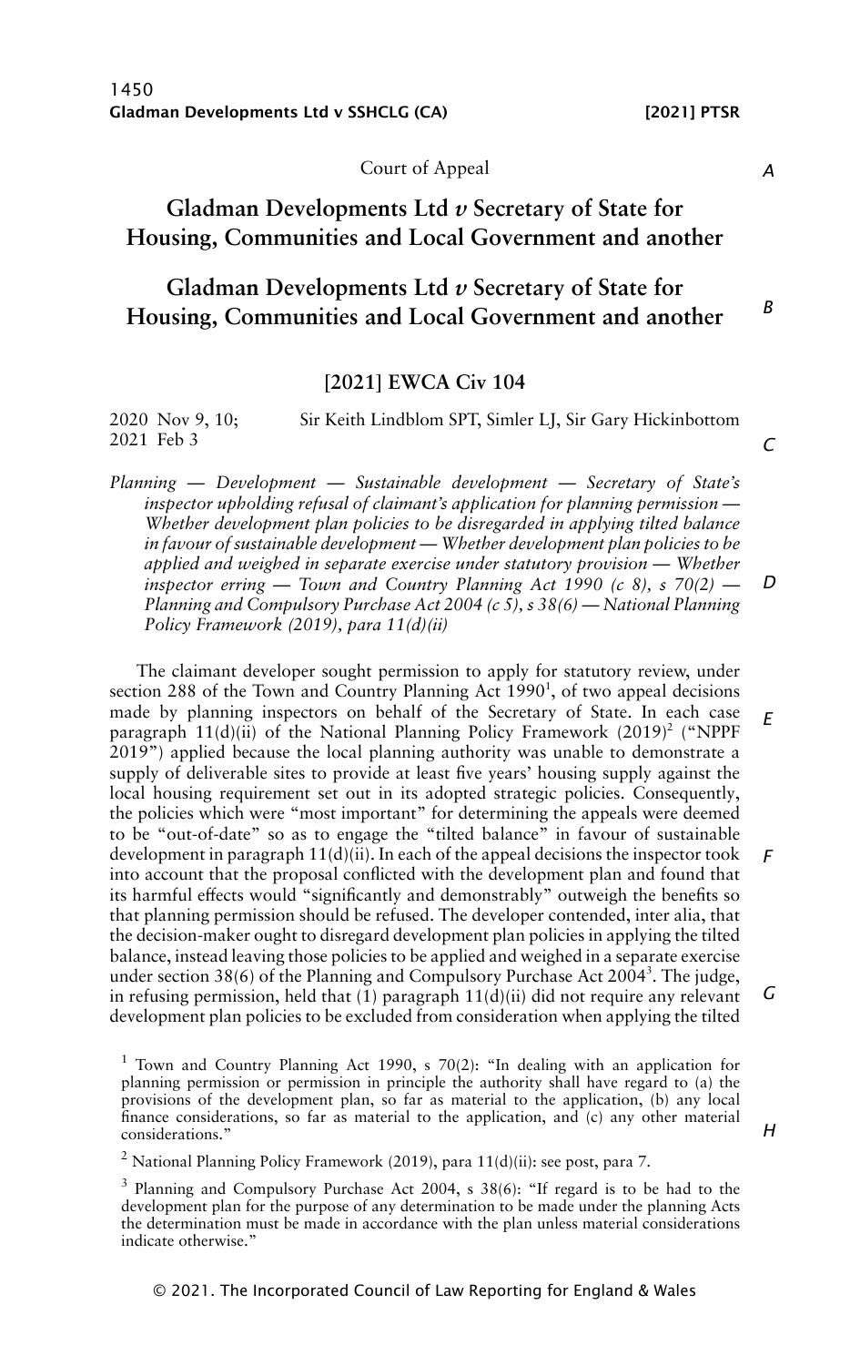Court of Appeal

# Gladman Developments Ltd *v* Secretary of State for Housing, Communities and Local Government and another

# Gladman Developments Ltd *v* Secretary of State for Housing, Communities and Local Government and another

## [2021] EWCA Civ 104

2020 Nov 9, 10; 2021 Feb 3 — Sir Keith Lindblom SPT, Simler LJ, Sir Gary Hickinbottom

*Planning — Development — Sustainable development — Secretary of State's inspector upholding refusal of claimant's application for planning permission — Whether development plan policies to be disregarded in applying tilted balance in favour of sustainable development — Whether development plan policies to be applied and weighed in separate exercise under statutory provision — Whether inspector erring — Town and Country Planning Act 1990 (c 8), s 70(2) — Planning and Compulsory Purchase Act 2004 (c 5), s 38(6) — National Planning Policy Framework (2019), para 11(d)(ii)*

The claimant developer sought permission to apply for statutory review, under section 288 of the Town and Country Planning Act 1990[1], of two appeal decisions made by planning inspectors on behalf of the Secretary of State. In each case paragraph 11(d)(ii) of the National Planning Policy Framework (2019)[2] ("NPPF 2019") applied because the local planning authority was unable to demonstrate a supply of deliverable sites to provide at least five years' housing supply against the local housing requirement set out in its adopted strategic policies. Consequently, the policies which were "most important" for determining the appeals were deemed to be "out-of-date" so as to engage the "tilted balance" in favour of sustainable development in paragraph 11(d)(ii). In each of the appeal decisions the inspector took into account that the proposal conflicted with the development plan and found that its harmful effects would "significantly and demonstrably" outweigh the benefits so that planning permission should be refused. The developer contended, inter alia, that the decision-maker ought to disregard development plan policies in applying the tilted balance, instead leaving those policies to be applied and weighed in a separate exercise under section 38(6) of the Planning and Compulsory Purchase Act 2004[3]. The judge, in refusing permission, held that (1) paragraph 11(d)(ii) did not require any relevant development plan policies to be excluded from consideration when applying the tilted

[1] Town and Country Planning Act 1990, s 70(2): "In dealing with an application for planning permission or permission in principle the authority shall have regard to (a) the provisions of the development plan, so far as material to the application, (b) any local finance considerations, so far as material to the application, and (c) any other material considerations."

[2] National Planning Policy Framework (2019), para 11(d)(ii): see post, para 7.

[3] Planning and Compulsory Purchase Act 2004, s 38(6): "If regard is to be had to the development plan for the purpose of any determination to be made under the planning Acts the determination must be made in accordance with the plan unless material considerations indicate otherwise."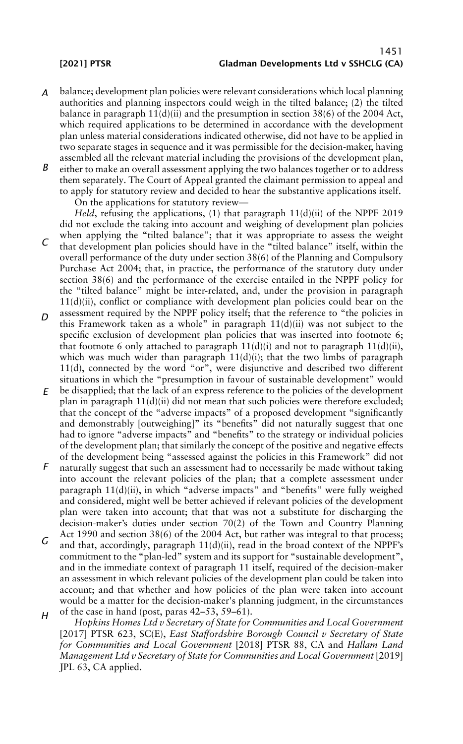balance; development plan policies were relevant considerations which local planning authorities and planning inspectors could weigh in the tilted balance; (2) the tilted balance in paragraph 11(d)(ii) and the presumption in section 38(6) of the 2004 Act, which required applications to be determined in accordance with the development plan unless material considerations indicated otherwise, did not have to be applied in two separate stages in sequence and it was permissible for the decision-maker, having assembled all the relevant material including the provisions of the development plan, either to make an overall assessment applying the two balances together or to address them separately. The Court of Appeal granted the claimant permission to appeal and to apply for statutory review and decided to hear the substantive applications itself.

On the applications for statutory review—

*Held*, refusing the applications, (1) that paragraph 11(d)(ii) of the NPPF 2019 did not exclude the taking into account and weighing of development plan policies when applying the "tilted balance"; that it was appropriate to assess the weight that development plan policies should have in the "tilted balance" itself, within the overall performance of the duty under section 38(6) of the Planning and Compulsory Purchase Act 2004; that, in practice, the performance of the statutory duty under section 38(6) and the performance of the exercise entailed in the NPPF policy for the "tilted balance" might be inter-related, and, under the provision in paragraph 11(d)(ii), conflict or compliance with development plan policies could bear on the assessment required by the NPPF policy itself; that the reference to "the policies in this Framework taken as a whole" in paragraph 11(d)(ii) was not subject to the specific exclusion of development plan policies that was inserted into footnote 6; that footnote 6 only attached to paragraph 11(d)(i) and not to paragraph 11(d)(ii), which was much wider than paragraph 11(d)(i); that the two limbs of paragraph 11(d), connected by the word "or", were disjunctive and described two different situations in which the "presumption in favour of sustainable development" would be disapplied; that the lack of an express reference to the policies of the development plan in paragraph 11(d)(ii) did not mean that such policies were therefore excluded; that the concept of the "adverse impacts" of a proposed development "significantly and demonstrably [outweighing]" its "benefits" did not naturally suggest that one had to ignore "adverse impacts" and "benefits" to the strategy or individual policies of the development plan; that similarly the concept of the positive and negative effects of the development being "assessed against the policies in this Framework" did not naturally suggest that such an assessment had to necessarily be made without taking into account the relevant policies of the plan; that a complete assessment under paragraph 11(d)(ii), in which "adverse impacts" and "benefits" were fully weighed and considered, might well be better achieved if relevant policies of the development plan were taken into account; that that was not a substitute for discharging the decision-maker's duties under section 70(2) of the Town and Country Planning Act 1990 and section 38(6) of the 2004 Act, but rather was integral to that process; and that, accordingly, paragraph 11(d)(ii), read in the broad context of the NPPF's commitment to the "plan-led" system and its support for "sustainable development", and in the immediate context of paragraph 11 itself, required of the decision-maker an assessment in which relevant policies of the development plan could be taken into account; and that whether and how policies of the plan were taken into account would be a matter for the decision-maker's planning judgment, in the circumstances of the case in hand (post, paras 42–53, 59–61).

*Hopkins Homes Ltd v Secretary of State for Communities and Local Government* [2017] PTSR 623, SC(E), *East Staffordshire Borough Council v Secretary of State for Communities and Local Government* [2018] PTSR 88, CA and *Hallam Land Management Ltd v Secretary of State for Communities and Local Government* [2019] JPL 63, CA applied.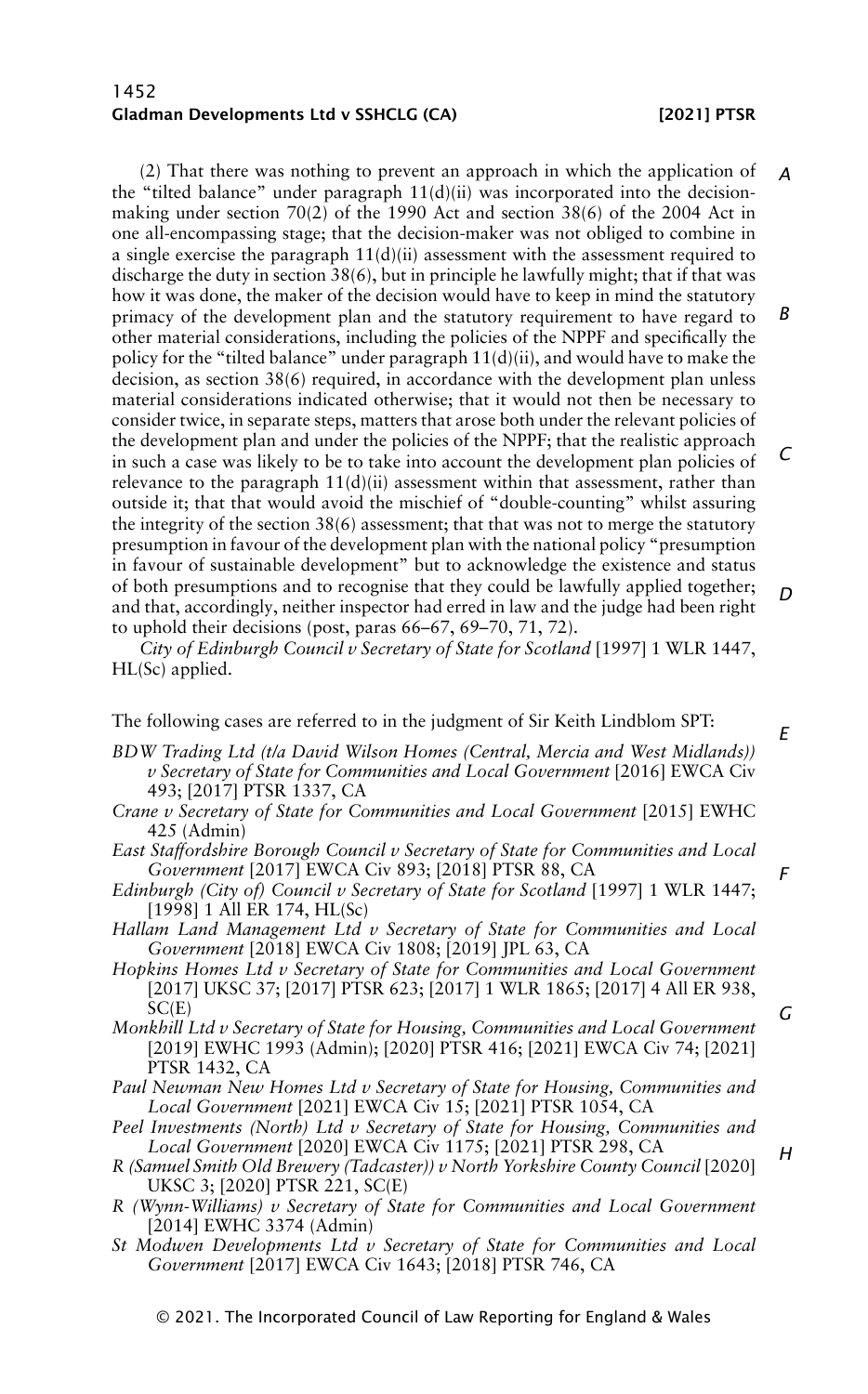(2) That there was nothing to prevent an approach in which the application of the "tilted balance" under paragraph 11(d)(ii) was incorporated into the decision-making under section 70(2) of the 1990 Act and section 38(6) of the 2004 Act in one all-encompassing stage; that the decision-maker was not obliged to combine in a single exercise the paragraph 11(d)(ii) assessment with the assessment required to discharge the duty in section 38(6), but in principle he lawfully might; that if that was how it was done, the maker of the decision would have to keep in mind the statutory primacy of the development plan and the statutory requirement to have regard to other material considerations, including the policies of the NPPF and specifically the policy for the "tilted balance" under paragraph 11(d)(ii), and would have to make the decision, as section 38(6) required, in accordance with the development plan unless material considerations indicated otherwise; that it would not then be necessary to consider twice, in separate steps, matters that arose both under the relevant policies of the development plan and under the policies of the NPPF; that the realistic approach in such a case was likely to be to take into account the development plan policies of relevance to the paragraph 11(d)(ii) assessment within that assessment, rather than outside it; that that would avoid the mischief of "double-counting" whilst assuring the integrity of the section 38(6) assessment; that that was not to merge the statutory presumption in favour of the development plan with the national policy "presumption in favour of sustainable development" but to acknowledge the existence and status of both presumptions and to recognise that they could be lawfully applied together; and that, accordingly, neither inspector had erred in law and the judge had been right to uphold their decisions (post, paras 66–67, 69–70, 71, 72).

*City of Edinburgh Council v Secretary of State for Scotland* [1997] 1 WLR 1447, HL(Sc) applied.

The following cases are referred to in the judgment of Sir Keith Lindblom SPT:

*BDW Trading Ltd (t/a David Wilson Homes (Central, Mercia and West Midlands)) v Secretary of State for Communities and Local Government* [2016] EWCA Civ 493; [2017] PTSR 1337, CA

*Crane v Secretary of State for Communities and Local Government* [2015] EWHC 425 (Admin)

*East Staffordshire Borough Council v Secretary of State for Communities and Local Government* [2017] EWCA Civ 893; [2018] PTSR 88, CA

*Edinburgh (City of) Council v Secretary of State for Scotland* [1997] 1 WLR 1447; [1998] 1 All ER 174, HL(Sc)

*Hallam Land Management Ltd v Secretary of State for Communities and Local Government* [2018] EWCA Civ 1808; [2019] JPL 63, CA

*Hopkins Homes Ltd v Secretary of State for Communities and Local Government* [2017] UKSC 37; [2017] PTSR 623; [2017] 1 WLR 1865; [2017] 4 All ER 938, SC(E)

*Monkhill Ltd v Secretary of State for Housing, Communities and Local Government* [2019] EWHC 1993 (Admin); [2020] PTSR 416; [2021] EWCA Civ 74; [2021] PTSR 1432, CA

*Paul Newman New Homes Ltd v Secretary of State for Housing, Communities and Local Government* [2021] EWCA Civ 15; [2021] PTSR 1054, CA

*Peel Investments (North) Ltd v Secretary of State for Housing, Communities and Local Government* [2020] EWCA Civ 1175; [2021] PTSR 298, CA

*R (Samuel Smith Old Brewery (Tadcaster)) v North Yorkshire County Council* [2020] UKSC 3; [2020] PTSR 221, SC(E)

*R (Wynn-Williams) v Secretary of State for Communities and Local Government* [2014] EWHC 3374 (Admin)

*St Modwen Developments Ltd v Secretary of State for Communities and Local Government* [2017] EWCA Civ 1643; [2018] PTSR 746, CA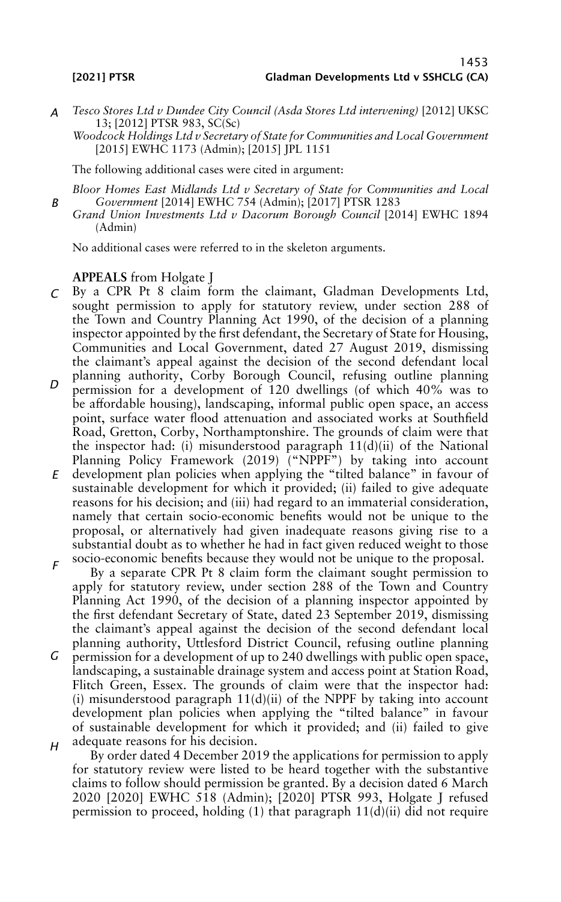*Tesco Stores Ltd v Dundee City Council (Asda Stores Ltd intervening)* [2012] UKSC 13; [2012] PTSR 983, SC(Sc)

*Woodcock Holdings Ltd v Secretary of State for Communities and Local Government* [2015] EWHC 1173 (Admin); [2015] JPL 1151

The following additional cases were cited in argument:

*Bloor Homes East Midlands Ltd v Secretary of State for Communities and Local Government* [2014] EWHC 754 (Admin); [2017] PTSR 1283

*Grand Union Investments Ltd v Dacorum Borough Council* [2014] EWHC 1894 (Admin)

No additional cases were referred to in the skeleton arguments.

**APPEALS** from Holgate J

By a CPR Pt 8 claim form the claimant, Gladman Developments Ltd, sought permission to apply for statutory review, under section 288 of the Town and Country Planning Act 1990, of the decision of a planning inspector appointed by the first defendant, the Secretary of State for Housing, Communities and Local Government, dated 27 August 2019, dismissing the claimant's appeal against the decision of the second defendant local planning authority, Corby Borough Council, refusing outline planning permission for a development of 120 dwellings (of which 40% was to be affordable housing), landscaping, informal public open space, an access point, surface water flood attenuation and associated works at Southfield Road, Gretton, Corby, Northamptonshire. The grounds of claim were that the inspector had: (i) misunderstood paragraph 11(d)(ii) of the National Planning Policy Framework (2019) ("NPPF") by taking into account development plan policies when applying the "tilted balance" in favour of sustainable development for which it provided; (ii) failed to give adequate reasons for his decision; and (iii) had regard to an immaterial consideration, namely that certain socio-economic benefits would not be unique to the proposal, or alternatively had given inadequate reasons giving rise to a substantial doubt as to whether he had in fact given reduced weight to those socio-economic benefits because they would not be unique to the proposal.

By a separate CPR Pt 8 claim form the claimant sought permission to apply for statutory review, under section 288 of the Town and Country Planning Act 1990, of the decision of a planning inspector appointed by the first defendant Secretary of State, dated 23 September 2019, dismissing the claimant's appeal against the decision of the second defendant local planning authority, Uttlesford District Council, refusing outline planning permission for a development of up to 240 dwellings with public open space, landscaping, a sustainable drainage system and access point at Station Road, Flitch Green, Essex. The grounds of claim were that the inspector had: (i) misunderstood paragraph 11(d)(ii) of the NPPF by taking into account development plan policies when applying the "tilted balance" in favour of sustainable development for which it provided; and (ii) failed to give adequate reasons for his decision.

By order dated 4 December 2019 the applications for permission to apply for statutory review were listed to be heard together with the substantive claims to follow should permission be granted. By a decision dated 6 March 2020 [2020] EWHC 518 (Admin); [2020] PTSR 993, Holgate J refused permission to proceed, holding (1) that paragraph 11(d)(ii) did not require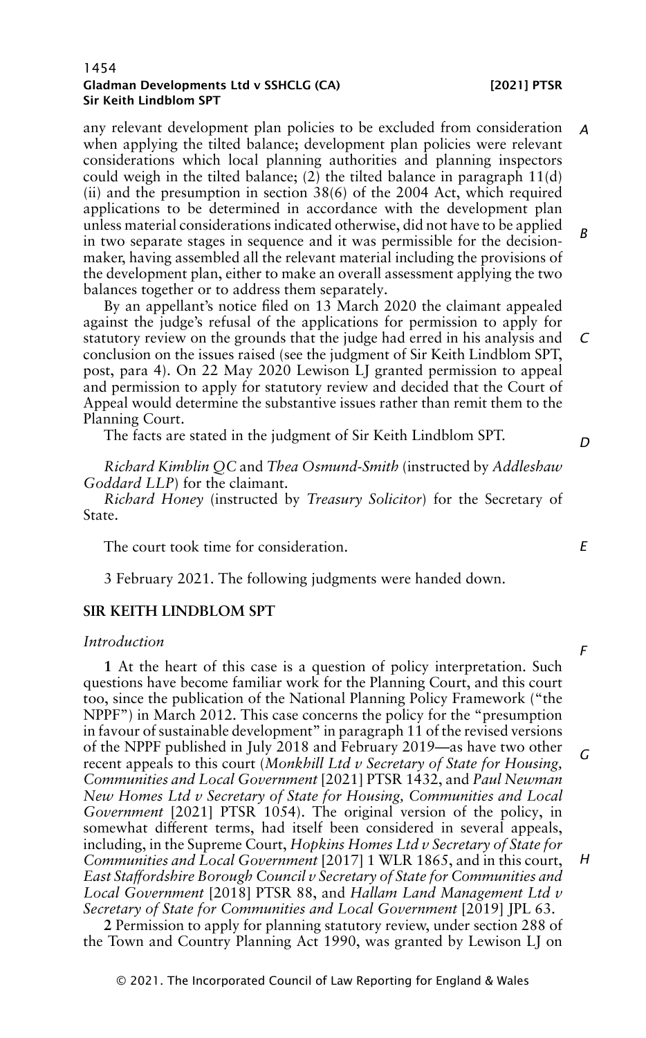any relevant development plan policies to be excluded from consideration when applying the tilted balance; development plan policies were relevant considerations which local planning authorities and planning inspectors could weigh in the tilted balance; (2) the tilted balance in paragraph 11(d)(ii) and the presumption in section 38(6) of the 2004 Act, which required applications to be determined in accordance with the development plan unless material considerations indicated otherwise, did not have to be applied in two separate stages in sequence and it was permissible for the decision-maker, having assembled all the relevant material including the provisions of the development plan, either to make an overall assessment applying the two balances together or to address them separately.

By an appellant's notice filed on 13 March 2020 the claimant appealed against the judge's refusal of the applications for permission to apply for statutory review on the grounds that the judge had erred in his analysis and conclusion on the issues raised (see the judgment of Sir Keith Lindblom SPT, post, para 4). On 22 May 2020 Lewison LJ granted permission to appeal and permission to apply for statutory review and decided that the Court of Appeal would determine the substantive issues rather than remit them to the Planning Court.

The facts are stated in the judgment of Sir Keith Lindblom SPT.

*Richard Kimblin QC* and *Thea Osmund-Smith* (instructed by *Addleshaw Goddard LLP*) for the claimant.

*Richard Honey* (instructed by *Treasury Solicitor*) for the Secretary of State.

The court took time for consideration.

3 February 2021. The following judgments were handed down.

## SIR KEITH LINDBLOM SPT

### *Introduction*

**1** At the heart of this case is a question of policy interpretation. Such questions have become familiar work for the Planning Court, and this court too, since the publication of the National Planning Policy Framework ("the NPPF") in March 2012. This case concerns the policy for the "presumption in favour of sustainable development" in paragraph 11 of the revised versions of the NPPF published in July 2018 and February 2019—as have two other recent appeals to this court (*Monkhill Ltd v Secretary of State for Housing, Communities and Local Government* [2021] PTSR 1432, and *Paul Newman New Homes Ltd v Secretary of State for Housing, Communities and Local Government* [2021] PTSR 1054). The original version of the policy, in somewhat different terms, had itself been considered in several appeals, including, in the Supreme Court, *Hopkins Homes Ltd v Secretary of State for Communities and Local Government* [2017] 1 WLR 1865, and in this court, *East Staffordshire Borough Council v Secretary of State for Communities and Local Government* [2018] PTSR 88, and *Hallam Land Management Ltd v Secretary of State for Communities and Local Government* [2019] JPL 63.

**2** Permission to apply for planning statutory review, under section 288 of the Town and Country Planning Act 1990, was granted by Lewison LJ on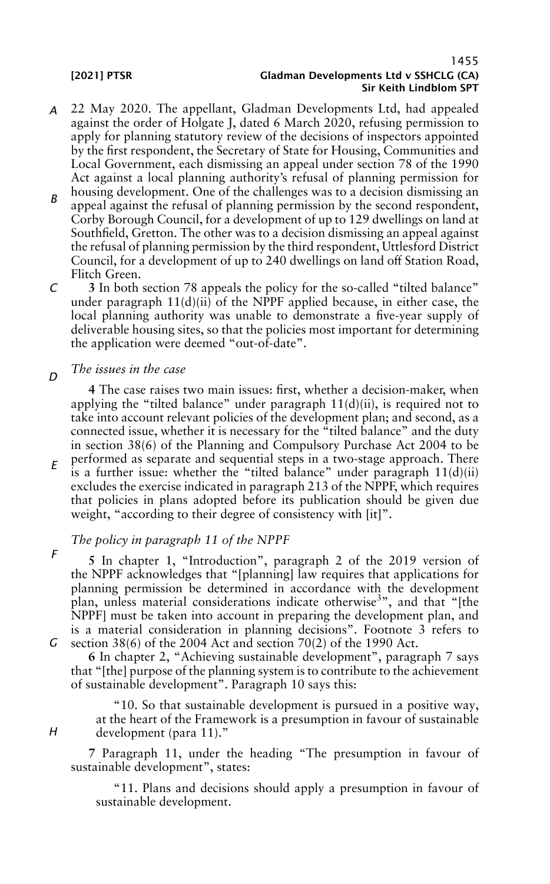22 May 2020. The appellant, Gladman Developments Ltd, had appealed against the order of Holgate J, dated 6 March 2020, refusing permission to apply for planning statutory review of the decisions of inspectors appointed by the first respondent, the Secretary of State for Housing, Communities and Local Government, each dismissing an appeal under section 78 of the 1990 Act against a local planning authority's refusal of planning permission for housing development. One of the challenges was to a decision dismissing an appeal against the refusal of planning permission by the second respondent, Corby Borough Council, for a development of up to 129 dwellings on land at Southfield, Gretton. The other was to a decision dismissing an appeal against the refusal of planning permission by the third respondent, Uttlesford District Council, for a development of up to 240 dwellings on land off Station Road, Flitch Green.

**3** In both section 78 appeals the policy for the so-called "tilted balance" under paragraph 11(d)(ii) of the NPPF applied because, in either case, the local planning authority was unable to demonstrate a five-year supply of deliverable housing sites, so that the policies most important for determining the application were deemed "out-of-date".

*The issues in the case*

**4** The case raises two main issues: first, whether a decision-maker, when applying the "tilted balance" under paragraph 11(d)(ii), is required not to take into account relevant policies of the development plan; and second, as a connected issue, whether it is necessary for the "tilted balance" and the duty in section 38(6) of the Planning and Compulsory Purchase Act 2004 to be performed as separate and sequential steps in a two-stage approach. There is a further issue: whether the "tilted balance" under paragraph 11(d)(ii) excludes the exercise indicated in paragraph 213 of the NPPF, which requires that policies in plans adopted before its publication should be given due weight, "according to their degree of consistency with [it]".

*The policy in paragraph 11 of the NPPF*

**5** In chapter 1, "Introduction", paragraph 2 of the 2019 version of the NPPF acknowledges that "[planning] law requires that applications for planning permission be determined in accordance with the development plan, unless material considerations indicate otherwise[3]", and that "[the NPPF] must be taken into account in preparing the development plan, and is a material consideration in planning decisions". Footnote 3 refers to section 38(6) of the 2004 Act and section 70(2) of the 1990 Act.

**6** In chapter 2, "Achieving sustainable development", paragraph 7 says that "[the] purpose of the planning system is to contribute to the achievement of sustainable development". Paragraph 10 says this:

> "10. So that sustainable development is pursued in a positive way, at the heart of the Framework is a presumption in favour of sustainable development (para 11)."

**7** Paragraph 11, under the heading "The presumption in favour of sustainable development", states:

> "11. Plans and decisions should apply a presumption in favour of sustainable development.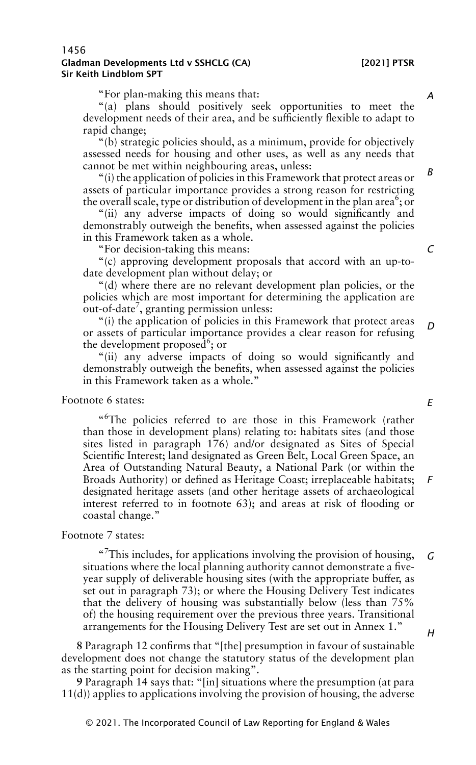"For plan-making this means that:

"(a) plans should positively seek opportunities to meet the development needs of their area, and be sufficiently flexible to adapt to rapid change;

"(b) strategic policies should, as a minimum, provide for objectively assessed needs for housing and other uses, as well as any needs that cannot be met within neighbouring areas, unless:

"(i) the application of policies in this Framework that protect areas or assets of particular importance provides a strong reason for restricting the overall scale, type or distribution of development in the plan area[6]; or

"(ii) any adverse impacts of doing so would significantly and demonstrably outweigh the benefits, when assessed against the policies in this Framework taken as a whole.

"For decision-taking this means:

"(c) approving development proposals that accord with an up-to-date development plan without delay; or

"(d) where there are no relevant development plan policies, or the policies which are most important for determining the application are out-of-date[7], granting permission unless:

"(i) the application of policies in this Framework that protect areas or assets of particular importance provides a clear reason for refusing the development proposed[6]; or

"(ii) any adverse impacts of doing so would significantly and demonstrably outweigh the benefits, when assessed against the policies in this Framework taken as a whole."

Footnote 6 states:

"[6]The policies referred to are those in this Framework (rather than those in development plans) relating to: habitats sites (and those sites listed in paragraph 176) and/or designated as Sites of Special Scientific Interest; land designated as Green Belt, Local Green Space, an Area of Outstanding Natural Beauty, a National Park (or within the Broads Authority) or defined as Heritage Coast; irreplaceable habitats; designated heritage assets (and other heritage assets of archaeological interest referred to in footnote 63); and areas at risk of flooding or coastal change."

Footnote 7 states:

"[7]This includes, for applications involving the provision of housing, situations where the local planning authority cannot demonstrate a five-year supply of deliverable housing sites (with the appropriate buffer, as set out in paragraph 73); or where the Housing Delivery Test indicates that the delivery of housing was substantially below (less than 75% of) the housing requirement over the previous three years. Transitional arrangements for the Housing Delivery Test are set out in Annex 1."

**8** Paragraph 12 confirms that "[the] presumption in favour of sustainable development does not change the statutory status of the development plan as the starting point for decision making".

**9** Paragraph 14 says that: "[in] situations where the presumption (at para 11(d)) applies to applications involving the provision of housing, the adverse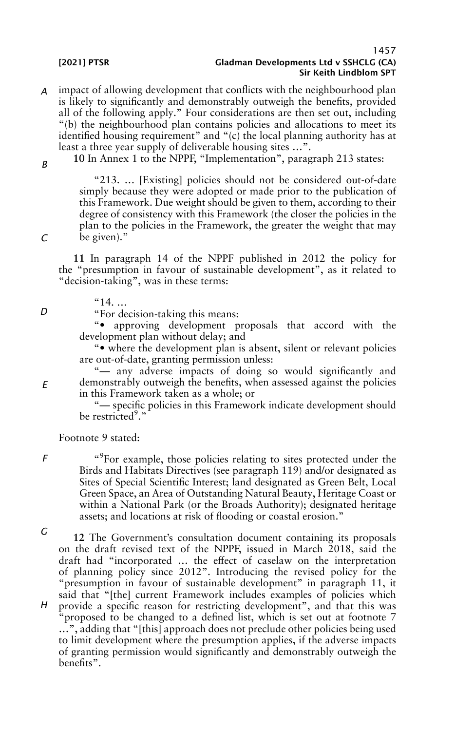impact of allowing development that conflicts with the neighbourhood plan is likely to significantly and demonstrably outweigh the benefits, provided all of the following apply." Four considerations are then set out, including "(b) the neighbourhood plan contains policies and allocations to meet its identified housing requirement" and "(c) the local planning authority has at least a three year supply of deliverable housing sites …".

**10** In Annex 1 to the NPPF, "Implementation", paragraph 213 states:

> "213. … [Existing] policies should not be considered out-of-date simply because they were adopted or made prior to the publication of this Framework. Due weight should be given to them, according to their degree of consistency with this Framework (the closer the policies in the plan to the policies in the Framework, the greater the weight that may be given)."

**11** In paragraph 14 of the NPPF published in 2012 the policy for the "presumption in favour of sustainable development", as it related to "decision-taking", was in these terms:

> "14. …
>
> "For decision-taking this means:
>
> "• approving development proposals that accord with the development plan without delay; and
>
> "• where the development plan is absent, silent or relevant policies are out-of-date, granting permission unless:
>
> "— any adverse impacts of doing so would significantly and demonstrably outweigh the benefits, when assessed against the policies in this Framework taken as a whole; or
>
> "— specific policies in this Framework indicate development should be restricted[9]."

Footnote 9 stated:

> "[9]For example, those policies relating to sites protected under the Birds and Habitats Directives (see paragraph 119) and/or designated as Sites of Special Scientific Interest; land designated as Green Belt, Local Green Space, an Area of Outstanding Natural Beauty, Heritage Coast or within a National Park (or the Broads Authority); designated heritage assets; and locations at risk of flooding or coastal erosion."

**12** The Government's consultation document containing its proposals on the draft revised text of the NPPF, issued in March 2018, said the draft had "incorporated … the effect of caselaw on the interpretation of planning policy since 2012". Introducing the revised policy for the "presumption in favour of sustainable development" in paragraph 11, it said that "[the] current Framework includes examples of policies which provide a specific reason for restricting development", and that this was "proposed to be changed to a defined list, which is set out at footnote 7 …", adding that "[this] approach does not preclude other policies being used to limit development where the presumption applies, if the adverse impacts of granting permission would significantly and demonstrably outweigh the benefits".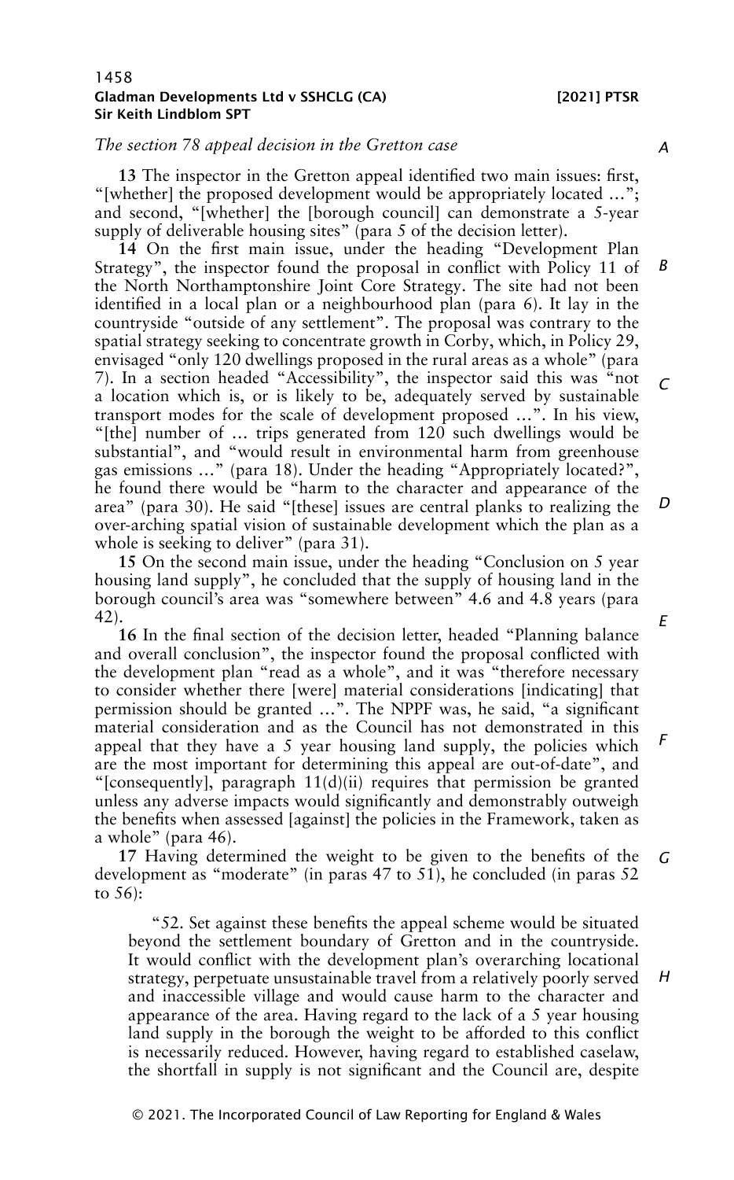*The section 78 appeal decision in the Gretton case*

**13** The inspector in the Gretton appeal identified two main issues: first, "[whether] the proposed development would be appropriately located …"; and second, "[whether] the [borough council] can demonstrate a 5-year supply of deliverable housing sites" (para 5 of the decision letter).

**14** On the first main issue, under the heading "Development Plan Strategy", the inspector found the proposal in conflict with Policy 11 of the North Northamptonshire Joint Core Strategy. The site had not been identified in a local plan or a neighbourhood plan (para 6). It lay in the countryside "outside of any settlement". The proposal was contrary to the spatial strategy seeking to concentrate growth in Corby, which, in Policy 29, envisaged "only 120 dwellings proposed in the rural areas as a whole" (para 7). In a section headed "Accessibility", the inspector said this was "not a location which is, or is likely to be, adequately served by sustainable transport modes for the scale of development proposed …". In his view, "[the] number of … trips generated from 120 such dwellings would be substantial", and "would result in environmental harm from greenhouse gas emissions …" (para 18). Under the heading "Appropriately located?", he found there would be "harm to the character and appearance of the area" (para 30). He said "[these] issues are central planks to realizing the over-arching spatial vision of sustainable development which the plan as a whole is seeking to deliver" (para 31).

**15** On the second main issue, under the heading "Conclusion on 5 year housing land supply", he concluded that the supply of housing land in the borough council's area was "somewhere between" 4.6 and 4.8 years (para 42).

**16** In the final section of the decision letter, headed "Planning balance and overall conclusion", the inspector found the proposal conflicted with the development plan "read as a whole", and it was "therefore necessary to consider whether there [were] material considerations [indicating] that permission should be granted …". The NPPF was, he said, "a significant material consideration and as the Council has not demonstrated in this appeal that they have a 5 year housing land supply, the policies which are the most important for determining this appeal are out-of-date", and "[consequently], paragraph 11(d)(ii) requires that permission be granted unless any adverse impacts would significantly and demonstrably outweigh the benefits when assessed [against] the policies in the Framework, taken as a whole" (para 46).

**17** Having determined the weight to be given to the benefits of the development as "moderate" (in paras 47 to 51), he concluded (in paras 52 to 56):

> "52. Set against these benefits the appeal scheme would be situated beyond the settlement boundary of Gretton and in the countryside. It would conflict with the development plan's overarching locational strategy, perpetuate unsustainable travel from a relatively poorly served and inaccessible village and would cause harm to the character and appearance of the area. Having regard to the lack of a 5 year housing land supply in the borough the weight to be afforded to this conflict is necessarily reduced. However, having regard to established caselaw, the shortfall in supply is not significant and the Council are, despite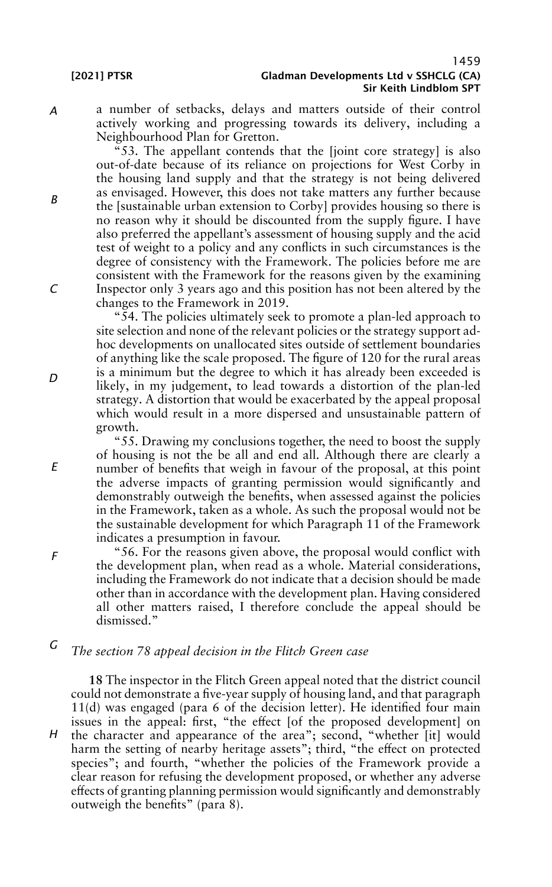a number of setbacks, delays and matters outside of their control actively working and progressing towards its delivery, including a Neighbourhood Plan for Gretton.

"53. The appellant contends that the [joint core strategy] is also out-of-date because of its reliance on projections for West Corby in the housing land supply and that the strategy is not being delivered as envisaged. However, this does not take matters any further because the [sustainable urban extension to Corby] provides housing so there is no reason why it should be discounted from the supply figure. I have also preferred the appellant's assessment of housing supply and the acid test of weight to a policy and any conflicts in such circumstances is the degree of consistency with the Framework. The policies before me are consistent with the Framework for the reasons given by the examining Inspector only 3 years ago and this position has not been altered by the changes to the Framework in 2019.

"54. The policies ultimately seek to promote a plan-led approach to site selection and none of the relevant policies or the strategy support ad-hoc developments on unallocated sites outside of settlement boundaries of anything like the scale proposed. The figure of 120 for the rural areas is a minimum but the degree to which it has already been exceeded is likely, in my judgement, to lead towards a distortion of the plan-led strategy. A distortion that would be exacerbated by the appeal proposal which would result in a more dispersed and unsustainable pattern of growth.

"55. Drawing my conclusions together, the need to boost the supply of housing is not the be all and end all. Although there are clearly a number of benefits that weigh in favour of the proposal, at this point the adverse impacts of granting permission would significantly and demonstrably outweigh the benefits, when assessed against the policies in the Framework, taken as a whole. As such the proposal would not be the sustainable development for which Paragraph 11 of the Framework indicates a presumption in favour.

"56. For the reasons given above, the proposal would conflict with the development plan, when read as a whole. Material considerations, including the Framework do not indicate that a decision should be made other than in accordance with the development plan. Having considered all other matters raised, I therefore conclude the appeal should be dismissed."

*The section 78 appeal decision in the Flitch Green case*

**18** The inspector in the Flitch Green appeal noted that the district council could not demonstrate a five-year supply of housing land, and that paragraph 11(d) was engaged (para 6 of the decision letter). He identified four main issues in the appeal: first, "the effect [of the proposed development] on the character and appearance of the area"; second, "whether [it] would harm the setting of nearby heritage assets"; third, "the effect on protected species"; and fourth, "whether the policies of the Framework provide a clear reason for refusing the development proposed, or whether any adverse effects of granting planning permission would significantly and demonstrably outweigh the benefits" (para 8).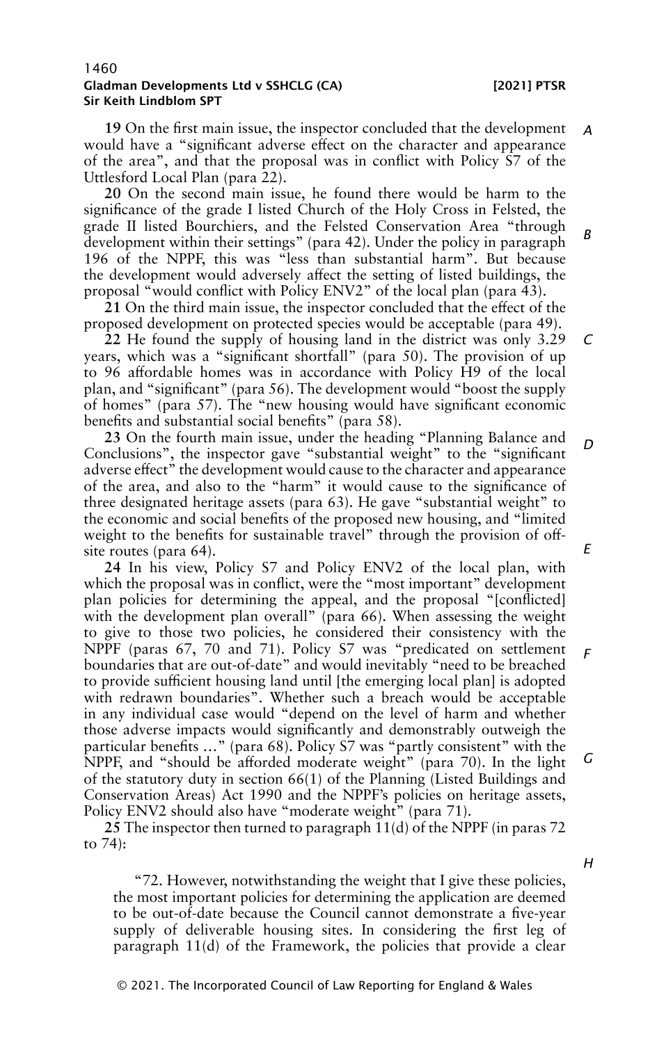**19** On the first main issue, the inspector concluded that the development would have a "significant adverse effect on the character and appearance of the area", and that the proposal was in conflict with Policy S7 of the Uttlesford Local Plan (para 22).

**20** On the second main issue, he found there would be harm to the significance of the grade I listed Church of the Holy Cross in Felsted, the grade II listed Bourchiers, and the Felsted Conservation Area "through development within their settings" (para 42). Under the policy in paragraph 196 of the NPPF, this was "less than substantial harm". But because the development would adversely affect the setting of listed buildings, the proposal "would conflict with Policy ENV2" of the local plan (para 43).

**21** On the third main issue, the inspector concluded that the effect of the proposed development on protected species would be acceptable (para 49).

**22** He found the supply of housing land in the district was only 3.29 years, which was a "significant shortfall" (para 50). The provision of up to 96 affordable homes was in accordance with Policy H9 of the local plan, and "significant" (para 56). The development would "boost the supply of homes" (para 57). The "new housing would have significant economic benefits and substantial social benefits" (para 58).

**23** On the fourth main issue, under the heading "Planning Balance and Conclusions", the inspector gave "substantial weight" to the "significant adverse effect" the development would cause to the character and appearance of the area, and also to the "harm" it would cause to the significance of three designated heritage assets (para 63). He gave "substantial weight" to the economic and social benefits of the proposed new housing, and "limited weight to the benefits for sustainable travel" through the provision of off-site routes (para 64).

**24** In his view, Policy S7 and Policy ENV2 of the local plan, with which the proposal was in conflict, were the "most important" development plan policies for determining the appeal, and the proposal "[conflicted] with the development plan overall" (para 66). When assessing the weight to give to those two policies, he considered their consistency with the NPPF (paras 67, 70 and 71). Policy S7 was "predicated on settlement boundaries that are out-of-date" and would inevitably "need to be breached to provide sufficient housing land until [the emerging local plan] is adopted with redrawn boundaries". Whether such a breach would be acceptable in any individual case would "depend on the level of harm and whether those adverse impacts would significantly and demonstrably outweigh the particular benefits …" (para 68). Policy S7 was "partly consistent" with the NPPF, and "should be afforded moderate weight" (para 70). In the light of the statutory duty in section 66(1) of the Planning (Listed Buildings and Conservation Areas) Act 1990 and the NPPF's policies on heritage assets, Policy ENV2 should also have "moderate weight" (para 71).

**25** The inspector then turned to paragraph 11(d) of the NPPF (in paras 72 to 74):

> "72. However, notwithstanding the weight that I give these policies, the most important policies for determining the application are deemed to be out-of-date because the Council cannot demonstrate a five-year supply of deliverable housing sites. In considering the first leg of paragraph 11(d) of the Framework, the policies that provide a clear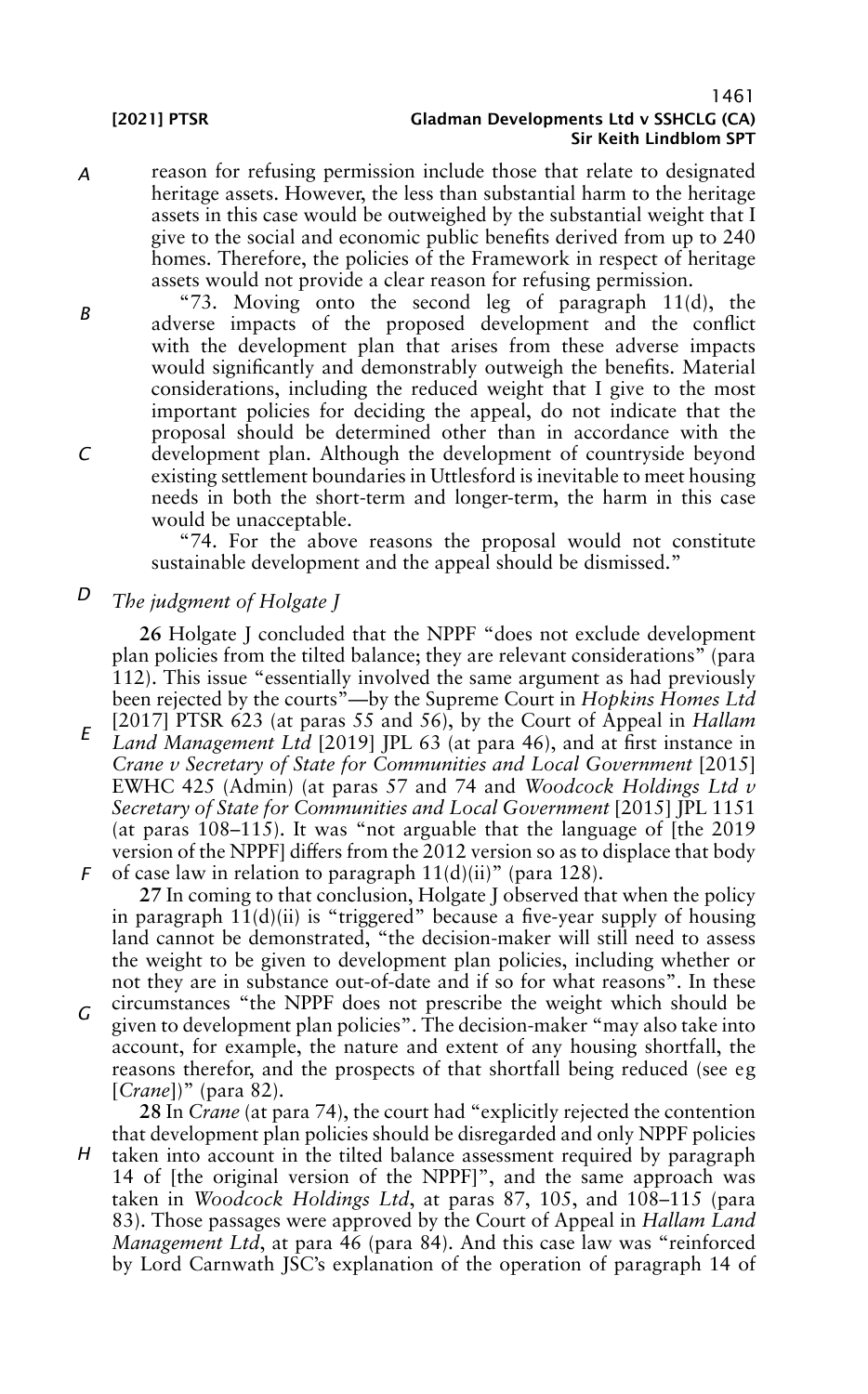reason for refusing permission include those that relate to designated heritage assets. However, the less than substantial harm to the heritage assets in this case would be outweighed by the substantial weight that I give to the social and economic public benefits derived from up to 240 homes. Therefore, the policies of the Framework in respect of heritage assets would not provide a clear reason for refusing permission.

"73. Moving onto the second leg of paragraph 11(d), the adverse impacts of the proposed development and the conflict with the development plan that arises from these adverse impacts would significantly and demonstrably outweigh the benefits. Material considerations, including the reduced weight that I give to the most important policies for deciding the appeal, do not indicate that the proposal should be determined other than in accordance with the development plan. Although the development of countryside beyond existing settlement boundaries in Uttlesford is inevitable to meet housing needs in both the short-term and longer-term, the harm in this case would be unacceptable.

"74. For the above reasons the proposal would not constitute sustainable development and the appeal should be dismissed."

## *The judgment of Holgate J*

**26** Holgate J concluded that the NPPF "does not exclude development plan policies from the tilted balance; they are relevant considerations" (para 112). This issue "essentially involved the same argument as had previously been rejected by the courts"—by the Supreme Court in *Hopkins Homes Ltd* [2017] PTSR 623 (at paras 55 and 56), by the Court of Appeal in *Hallam Land Management Ltd* [2019] JPL 63 (at para 46), and at first instance in *Crane v Secretary of State for Communities and Local Government* [2015] EWHC 425 (Admin) (at paras 57 and 74 and *Woodcock Holdings Ltd v Secretary of State for Communities and Local Government* [2015] JPL 1151 (at paras 108–115). It was "not arguable that the language of [the 2019 version of the NPPF] differs from the 2012 version so as to displace that body of case law in relation to paragraph 11(d)(ii)" (para 128).

**27** In coming to that conclusion, Holgate J observed that when the policy in paragraph 11(d)(ii) is "triggered" because a five-year supply of housing land cannot be demonstrated, "the decision-maker will still need to assess the weight to be given to development plan policies, including whether or not they are in substance out-of-date and if so for what reasons". In these circumstances "the NPPF does not prescribe the weight which should be given to development plan policies". The decision-maker "may also take into account, for example, the nature and extent of any housing shortfall, the reasons therefor, and the prospects of that shortfall being reduced (see eg [*Crane*])" (para 82).

**28** In *Crane* (at para 74), the court had "explicitly rejected the contention that development plan policies should be disregarded and only NPPF policies taken into account in the tilted balance assessment required by paragraph 14 of [the original version of the NPPF]", and the same approach was taken in *Woodcock Holdings Ltd*, at paras 87, 105, and 108–115 (para 83). Those passages were approved by the Court of Appeal in *Hallam Land Management Ltd*, at para 46 (para 84). And this case law was "reinforced by Lord Carnwath JSC's explanation of the operation of paragraph 14 of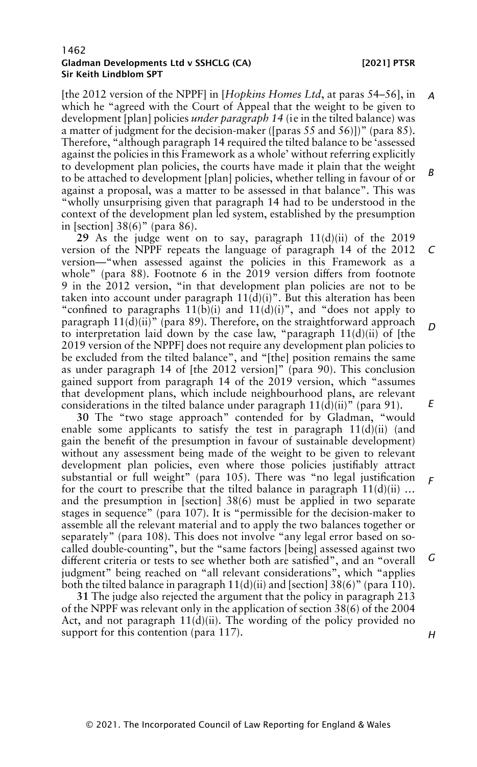[the 2012 version of the NPPF] in [*Hopkins Homes Ltd*, at paras 54–56], in which he "agreed with the Court of Appeal that the weight to be given to development [plan] policies *under paragraph 14* (ie in the tilted balance) was a matter of judgment for the decision-maker ([paras 55 and 56])" (para 85). Therefore, "although paragraph 14 required the tilted balance to be 'assessed against the policies in this Framework as a whole' without referring explicitly to development plan policies, the courts have made it plain that the weight to be attached to development [plan] policies, whether telling in favour of or against a proposal, was a matter to be assessed in that balance". This was "wholly unsurprising given that paragraph 14 had to be understood in the context of the development plan led system, established by the presumption in [section] 38(6)" (para 86).

**29** As the judge went on to say, paragraph 11(d)(ii) of the 2019 version of the NPPF repeats the language of paragraph 14 of the 2012 version—"when assessed against the policies in this Framework as a whole" (para 88). Footnote 6 in the 2019 version differs from footnote 9 in the 2012 version, "in that development plan policies are not to be taken into account under paragraph 11(d)(i)". But this alteration has been "confined to paragraphs 11(b)(i) and 11(d)(i)", and "does not apply to paragraph 11(d)(ii)" (para 89). Therefore, on the straightforward approach to interpretation laid down by the case law, "paragraph 11(d)(ii) of [the 2019 version of the NPPF] does not require any development plan policies to be excluded from the tilted balance", and "[the] position remains the same as under paragraph 14 of [the 2012 version]" (para 90). This conclusion gained support from paragraph 14 of the 2019 version, which "assumes that development plans, which include neighbourhood plans, are relevant considerations in the tilted balance under paragraph 11(d)(ii)" (para 91).

**30** The "two stage approach" contended for by Gladman, "would enable some applicants to satisfy the test in paragraph 11(d)(ii) (and gain the benefit of the presumption in favour of sustainable development) without any assessment being made of the weight to be given to relevant development plan policies, even where those policies justifiably attract substantial or full weight" (para 105). There was "no legal justification for the court to prescribe that the tilted balance in paragraph 11(d)(ii) … and the presumption in [section] 38(6) must be applied in two separate stages in sequence" (para 107). It is "permissible for the decision-maker to assemble all the relevant material and to apply the two balances together or separately" (para 108). This does not involve "any legal error based on so-called double-counting", but the "same factors [being] assessed against two different criteria or tests to see whether both are satisfied", and an "overall judgment" being reached on "all relevant considerations", which "applies both the tilted balance in paragraph 11(d)(ii) and [section] 38(6)" (para 110).

**31** The judge also rejected the argument that the policy in paragraph 213 of the NPPF was relevant only in the application of section 38(6) of the 2004 Act, and not paragraph 11(d)(ii). The wording of the policy provided no support for this contention (para 117).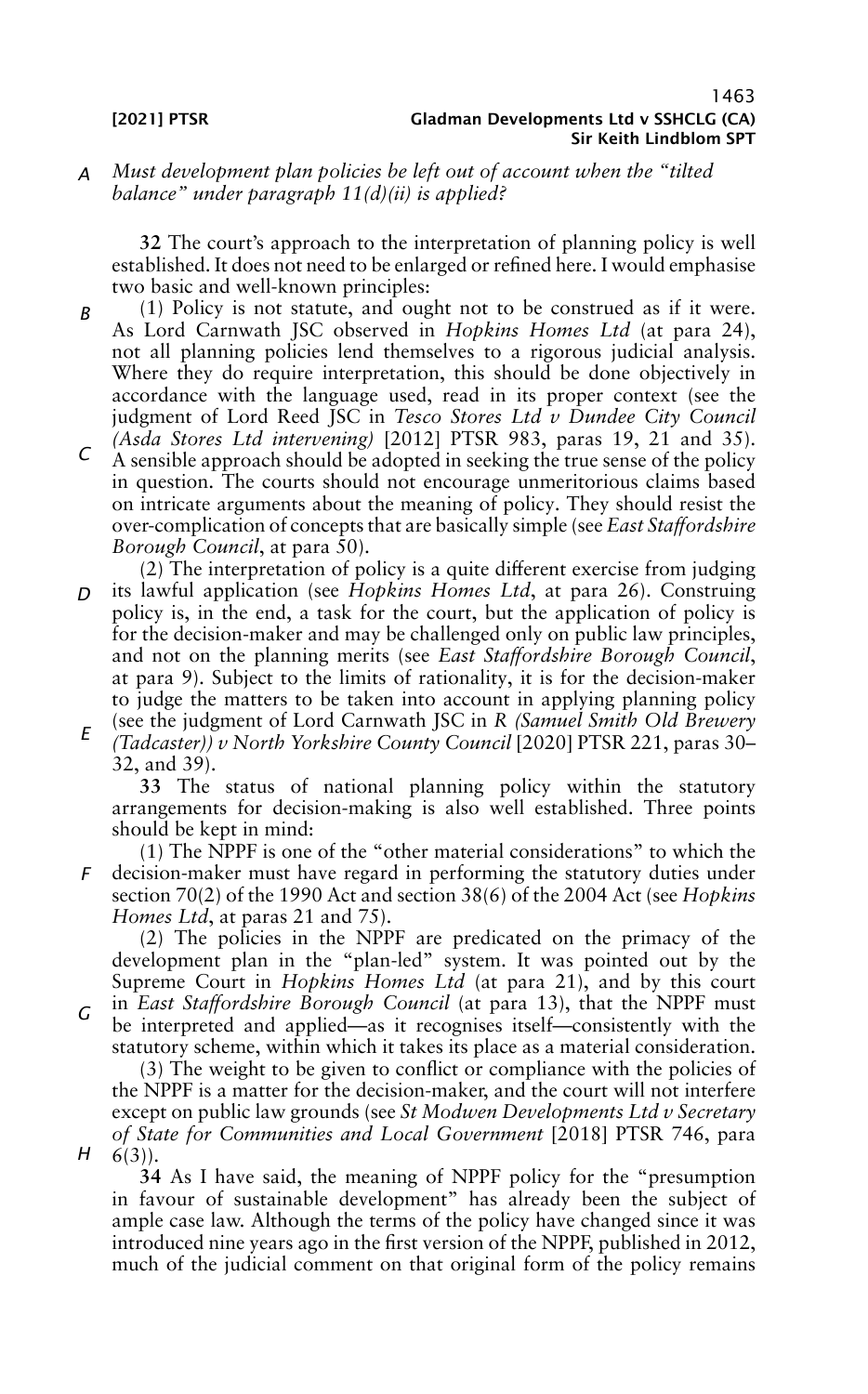*Must development plan policies be left out of account when the "tilted balance" under paragraph 11(d)(ii) is applied?*

**32** The court's approach to the interpretation of planning policy is well established. It does not need to be enlarged or refined here. I would emphasise two basic and well-known principles:

(1) Policy is not statute, and ought not to be construed as if it were. As Lord Carnwath JSC observed in *Hopkins Homes Ltd* (at para 24), not all planning policies lend themselves to a rigorous judicial analysis. Where they do require interpretation, this should be done objectively in accordance with the language used, read in its proper context (see the judgment of Lord Reed JSC in *Tesco Stores Ltd v Dundee City Council (Asda Stores Ltd intervening)* [2012] PTSR 983, paras 19, 21 and 35). A sensible approach should be adopted in seeking the true sense of the policy in question. The courts should not encourage unmeritorious claims based on intricate arguments about the meaning of policy. They should resist the over-complication of concepts that are basically simple (see *East Staffordshire Borough Council*, at para 50).

(2) The interpretation of policy is a quite different exercise from judging its lawful application (see *Hopkins Homes Ltd*, at para 26). Construing policy is, in the end, a task for the court, but the application of policy is for the decision-maker and may be challenged only on public law principles, and not on the planning merits (see *East Staffordshire Borough Council*, at para 9). Subject to the limits of rationality, it is for the decision-maker to judge the matters to be taken into account in applying planning policy (see the judgment of Lord Carnwath JSC in *R (Samuel Smith Old Brewery (Tadcaster)) v North Yorkshire County Council* [2020] PTSR 221, paras 30–32, and 39).

**33** The status of national planning policy within the statutory arrangements for decision-making is also well established. Three points should be kept in mind:

(1) The NPPF is one of the "other material considerations" to which the decision-maker must have regard in performing the statutory duties under section 70(2) of the 1990 Act and section 38(6) of the 2004 Act (see *Hopkins Homes Ltd*, at paras 21 and 75).

(2) The policies in the NPPF are predicated on the primacy of the development plan in the "plan-led" system. It was pointed out by the Supreme Court in *Hopkins Homes Ltd* (at para 21), and by this court in *East Staffordshire Borough Council* (at para 13), that the NPPF must be interpreted and applied—as it recognises itself—consistently with the statutory scheme, within which it takes its place as a material consideration.

(3) The weight to be given to conflict or compliance with the policies of the NPPF is a matter for the decision-maker, and the court will not interfere except on public law grounds (see *St Modwen Developments Ltd v Secretary of State for Communities and Local Government* [2018] PTSR 746, para 6(3)).

**34** As I have said, the meaning of NPPF policy for the "presumption in favour of sustainable development" has already been the subject of ample case law. Although the terms of the policy have changed since it was introduced nine years ago in the first version of the NPPF, published in 2012, much of the judicial comment on that original form of the policy remains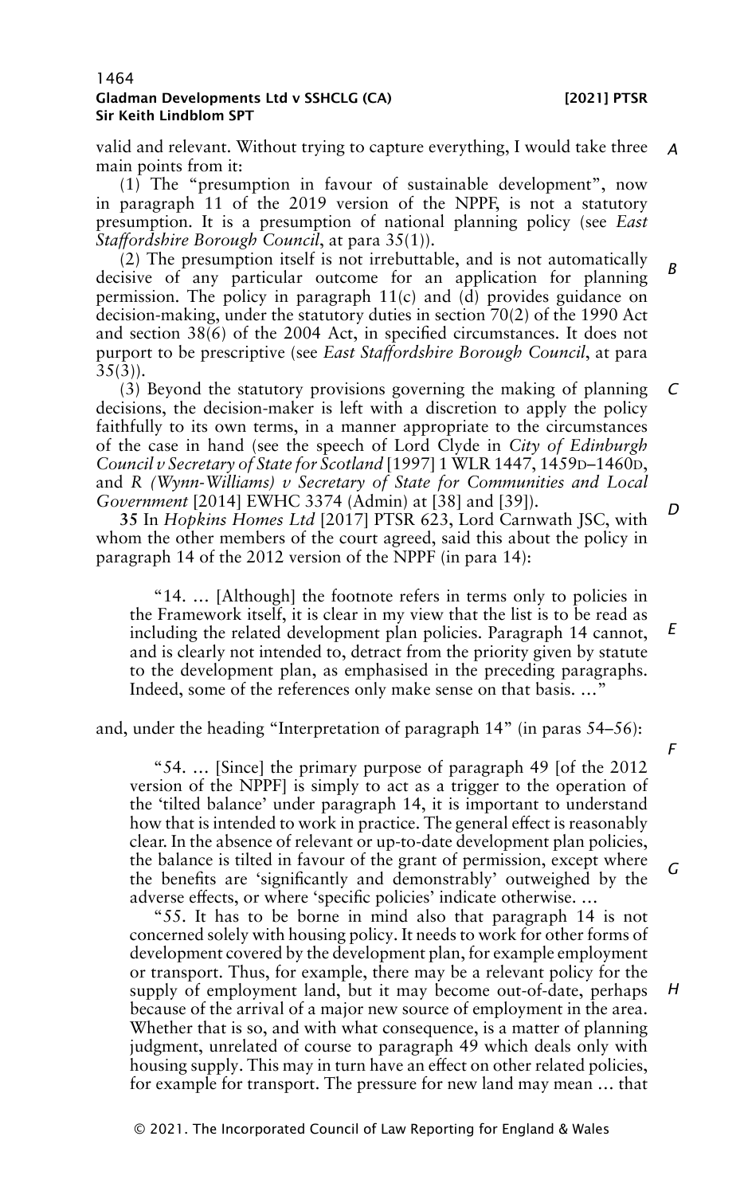valid and relevant. Without trying to capture everything, I would take three main points from it:

(1) The "presumption in favour of sustainable development", now in paragraph 11 of the 2019 version of the NPPF, is not a statutory presumption. It is a presumption of national planning policy (see *East Staffordshire Borough Council*, at para 35(1)).

(2) The presumption itself is not irrebuttable, and is not automatically decisive of any particular outcome for an application for planning permission. The policy in paragraph 11(c) and (d) provides guidance on decision-making, under the statutory duties in section 70(2) of the 1990 Act and section 38(6) of the 2004 Act, in specified circumstances. It does not purport to be prescriptive (see *East Staffordshire Borough Council*, at para 35(3)).

(3) Beyond the statutory provisions governing the making of planning decisions, the decision-maker is left with a discretion to apply the policy faithfully to its own terms, in a manner appropriate to the circumstances of the case in hand (see the speech of Lord Clyde in *City of Edinburgh Council v Secretary of State for Scotland* [1997] 1 WLR 1447, 1459D–1460D, and *R (Wynn-Williams) v Secretary of State for Communities and Local Government* [2014] EWHC 3374 (Admin) at [38] and [39]).

**35** In *Hopkins Homes Ltd* [2017] PTSR 623, Lord Carnwath JSC, with whom the other members of the court agreed, said this about the policy in paragraph 14 of the 2012 version of the NPPF (in para 14):

> "14. … [Although] the footnote refers in terms only to policies in the Framework itself, it is clear in my view that the list is to be read as including the related development plan policies. Paragraph 14 cannot, and is clearly not intended to, detract from the priority given by statute to the development plan, as emphasised in the preceding paragraphs. Indeed, some of the references only make sense on that basis. …"

and, under the heading "Interpretation of paragraph 14" (in paras 54–56):

> "54. … [Since] the primary purpose of paragraph 49 [of the 2012 version of the NPPF] is simply to act as a trigger to the operation of the 'tilted balance' under paragraph 14, it is important to understand how that is intended to work in practice. The general effect is reasonably clear. In the absence of relevant or up-to-date development plan policies, the balance is tilted in favour of the grant of permission, except where the benefits are 'significantly and demonstrably' outweighed by the adverse effects, or where 'specific policies' indicate otherwise. …
>
> "55. It has to be borne in mind also that paragraph 14 is not concerned solely with housing policy. It needs to work for other forms of development covered by the development plan, for example employment or transport. Thus, for example, there may be a relevant policy for the supply of employment land, but it may become out-of-date, perhaps because of the arrival of a major new source of employment in the area. Whether that is so, and with what consequence, is a matter of planning judgment, unrelated of course to paragraph 49 which deals only with housing supply. This may in turn have an effect on other related policies, for example for transport. The pressure for new land may mean … that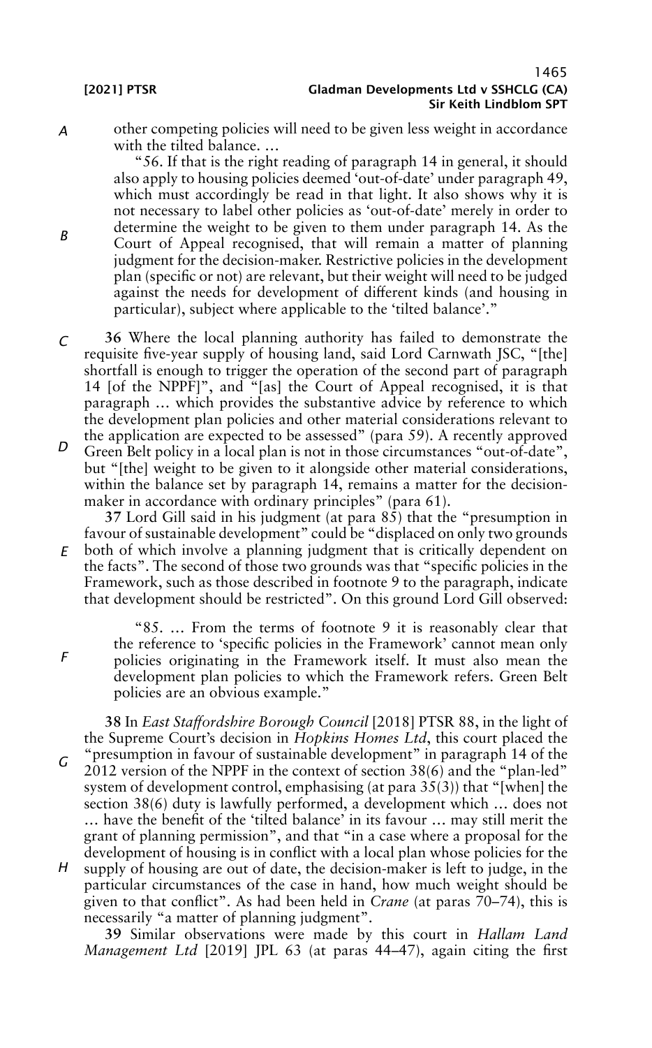other competing policies will need to be given less weight in accordance with the tilted balance. …

"56. If that is the right reading of paragraph 14 in general, it should also apply to housing policies deemed 'out-of-date' under paragraph 49, which must accordingly be read in that light. It also shows why it is not necessary to label other policies as 'out-of-date' merely in order to determine the weight to be given to them under paragraph 14. As the Court of Appeal recognised, that will remain a matter of planning judgment for the decision-maker. Restrictive policies in the development plan (specific or not) are relevant, but their weight will need to be judged against the needs for development of different kinds (and housing in particular), subject where applicable to the 'tilted balance'."

**36** Where the local planning authority has failed to demonstrate the requisite five-year supply of housing land, said Lord Carnwath JSC, "[the] shortfall is enough to trigger the operation of the second part of paragraph 14 [of the NPPF]", and "[as] the Court of Appeal recognised, it is that paragraph … which provides the substantive advice by reference to which the development plan policies and other material considerations relevant to the application are expected to be assessed" (para 59). A recently approved Green Belt policy in a local plan is not in those circumstances "out-of-date", but "[the] weight to be given to it alongside other material considerations, within the balance set by paragraph 14, remains a matter for the decision-maker in accordance with ordinary principles" (para 61).

**37** Lord Gill said in his judgment (at para 85) that the "presumption in favour of sustainable development" could be "displaced on only two grounds both of which involve a planning judgment that is critically dependent on the facts". The second of those two grounds was that "specific policies in the Framework, such as those described in footnote 9 to the paragraph, indicate that development should be restricted". On this ground Lord Gill observed:

"85. … From the terms of footnote 9 it is reasonably clear that the reference to 'specific policies in the Framework' cannot mean only policies originating in the Framework itself. It must also mean the development plan policies to which the Framework refers. Green Belt policies are an obvious example."

**38** In *East Staffordshire Borough Council* [2018] PTSR 88, in the light of the Supreme Court's decision in *Hopkins Homes Ltd*, this court placed the "presumption in favour of sustainable development" in paragraph 14 of the 2012 version of the NPPF in the context of section 38(6) and the "plan-led" system of development control, emphasising (at para 35(3)) that "[when] the section 38(6) duty is lawfully performed, a development which … does not … have the benefit of the 'tilted balance' in its favour … may still merit the grant of planning permission", and that "in a case where a proposal for the development of housing is in conflict with a local plan whose policies for the supply of housing are out of date, the decision-maker is left to judge, in the particular circumstances of the case in hand, how much weight should be given to that conflict". As had been held in *Crane* (at paras 70–74), this is necessarily "a matter of planning judgment".

**39** Similar observations were made by this court in *Hallam Land Management Ltd* [2019] JPL 63 (at paras 44–47), again citing the first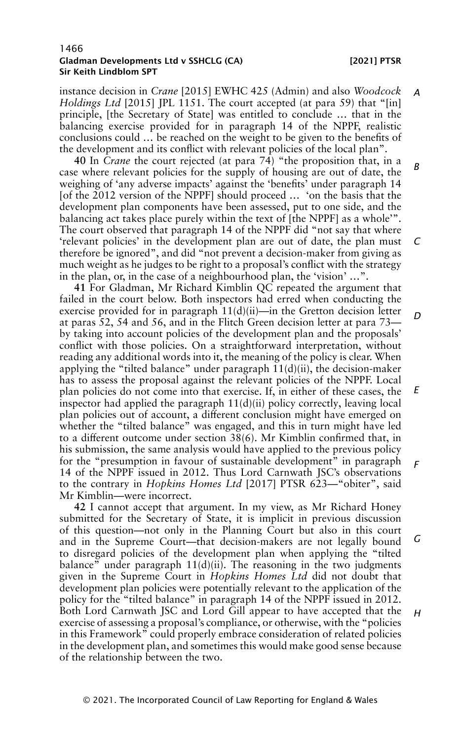instance decision in *Crane* [2015] EWHC 425 (Admin) and also *Woodcock Holdings Ltd* [2015] JPL 1151. The court accepted (at para 59) that "[in] principle, [the Secretary of State] was entitled to conclude … that in the balancing exercise provided for in paragraph 14 of the NPPF, realistic conclusions could … be reached on the weight to be given to the benefits of the development and its conflict with relevant policies of the local plan".

**40** In *Crane* the court rejected (at para 74) "the proposition that, in a case where relevant policies for the supply of housing are out of date, the weighing of 'any adverse impacts' against the 'benefits' under paragraph 14 [of the 2012 version of the NPPF] should proceed … 'on the basis that the development plan components have been assessed, put to one side, and the balancing act takes place purely within the text of [the NPPF] as a whole'". The court observed that paragraph 14 of the NPPF did "not say that where 'relevant policies' in the development plan are out of date, the plan must therefore be ignored", and did "not prevent a decision-maker from giving as much weight as he judges to be right to a proposal's conflict with the strategy in the plan, or, in the case of a neighbourhood plan, the 'vision' …".

**41** For Gladman, Mr Richard Kimblin QC repeated the argument that failed in the court below. Both inspectors had erred when conducting the exercise provided for in paragraph 11(d)(ii)—in the Gretton decision letter at paras 52, 54 and 56, and in the Flitch Green decision letter at para 73—by taking into account policies of the development plan and the proposals' conflict with those policies. On a straightforward interpretation, without reading any additional words into it, the meaning of the policy is clear. When applying the "tilted balance" under paragraph 11(d)(ii), the decision-maker has to assess the proposal against the relevant policies of the NPPF. Local plan policies do not come into that exercise. If, in either of these cases, the inspector had applied the paragraph 11(d)(ii) policy correctly, leaving local plan policies out of account, a different conclusion might have emerged on whether the "tilted balance" was engaged, and this in turn might have led to a different outcome under section 38(6). Mr Kimblin confirmed that, in his submission, the same analysis would have applied to the previous policy for the "presumption in favour of sustainable development" in paragraph 14 of the NPPF issued in 2012. Thus Lord Carnwath JSC's observations to the contrary in *Hopkins Homes Ltd* [2017] PTSR 623—"obiter", said Mr Kimblin—were incorrect.

**42** I cannot accept that argument. In my view, as Mr Richard Honey submitted for the Secretary of State, it is implicit in previous discussion of this question—not only in the Planning Court but also in this court and in the Supreme Court—that decision-makers are not legally bound to disregard policies of the development plan when applying the "tilted balance" under paragraph 11(d)(ii). The reasoning in the two judgments given in the Supreme Court in *Hopkins Homes Ltd* did not doubt that development plan policies were potentially relevant to the application of the policy for the "tilted balance" in paragraph 14 of the NPPF issued in 2012. Both Lord Carnwath JSC and Lord Gill appear to have accepted that the exercise of assessing a proposal's compliance, or otherwise, with the "policies in this Framework" could properly embrace consideration of related policies in the development plan, and sometimes this would make good sense because of the relationship between the two.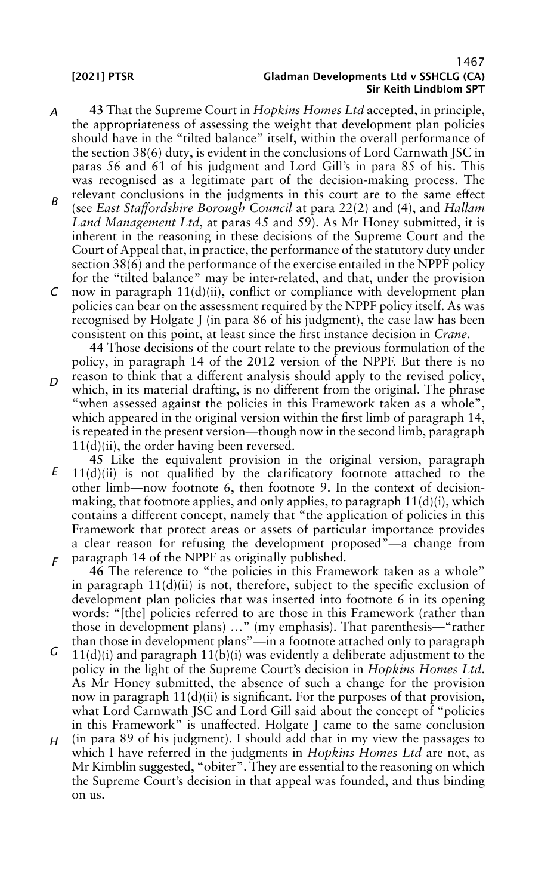**43** That the Supreme Court in *Hopkins Homes Ltd* accepted, in principle, the appropriateness of assessing the weight that development plan policies should have in the "tilted balance" itself, within the overall performance of the section 38(6) duty, is evident in the conclusions of Lord Carnwath JSC in paras 56 and 61 of his judgment and Lord Gill's in para 85 of his. This was recognised as a legitimate part of the decision-making process. The relevant conclusions in the judgments in this court are to the same effect (see *East Staffordshire Borough Council* at para 22(2) and (4), and *Hallam Land Management Ltd*, at paras 45 and 59). As Mr Honey submitted, it is inherent in the reasoning in these decisions of the Supreme Court and the Court of Appeal that, in practice, the performance of the statutory duty under section 38(6) and the performance of the exercise entailed in the NPPF policy for the "tilted balance" may be inter-related, and that, under the provision now in paragraph 11(d)(ii), conflict or compliance with development plan policies can bear on the assessment required by the NPPF policy itself. As was recognised by Holgate J (in para 86 of his judgment), the case law has been consistent on this point, at least since the first instance decision in *Crane*.

**44** Those decisions of the court relate to the previous formulation of the policy, in paragraph 14 of the 2012 version of the NPPF. But there is no reason to think that a different analysis should apply to the revised policy, which, in its material drafting, is no different from the original. The phrase "when assessed against the policies in this Framework taken as a whole", which appeared in the original version within the first limb of paragraph 14, is repeated in the present version—though now in the second limb, paragraph 11(d)(ii), the order having been reversed.

**45** Like the equivalent provision in the original version, paragraph 11(d)(ii) is not qualified by the clarificatory footnote attached to the other limb—now footnote 6, then footnote 9. In the context of decision-making, that footnote applies, and only applies, to paragraph 11(d)(i), which contains a different concept, namely that "the application of policies in this Framework that protect areas or assets of particular importance provides a clear reason for refusing the development proposed"—a change from paragraph 14 of the NPPF as originally published.

**46** The reference to "the policies in this Framework taken as a whole" in paragraph 11(d)(ii) is not, therefore, subject to the specific exclusion of development plan policies that was inserted into footnote 6 in its opening words: "[the] policies referred to are those in this Framework (<u>rather than those in development plans</u>) …" (my emphasis). That parenthesis—"rather than those in development plans"—in a footnote attached only to paragraph 11(d)(i) and paragraph 11(b)(i) was evidently a deliberate adjustment to the policy in the light of the Supreme Court's decision in *Hopkins Homes Ltd*. As Mr Honey submitted, the absence of such a change for the provision now in paragraph 11(d)(ii) is significant. For the purposes of that provision, what Lord Carnwath JSC and Lord Gill said about the concept of "policies in this Framework" is unaffected. Holgate J came to the same conclusion (in para 89 of his judgment). I should add that in my view the passages to which I have referred in the judgments in *Hopkins Homes Ltd* are not, as Mr Kimblin suggested, "obiter". They are essential to the reasoning on which the Supreme Court's decision in that appeal was founded, and thus binding on us.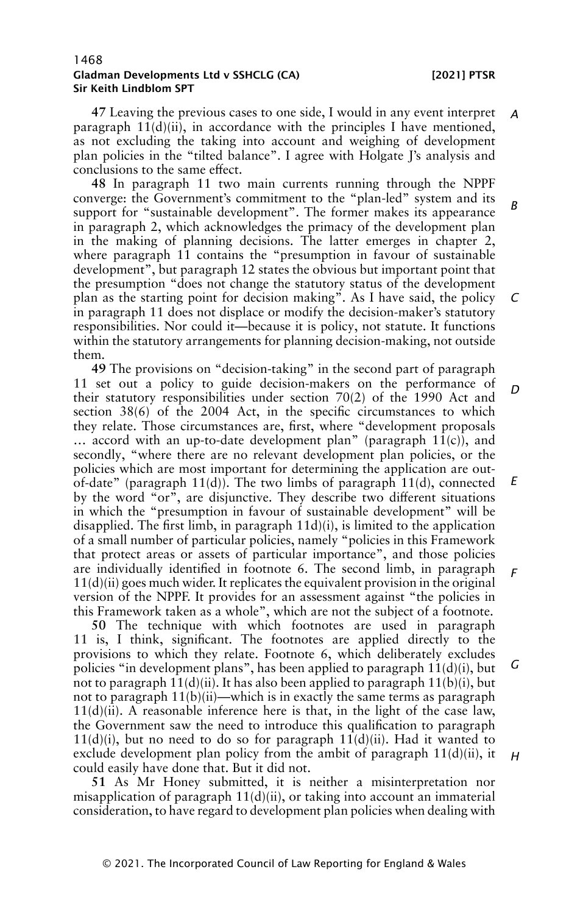**47** Leaving the previous cases to one side, I would in any event interpret paragraph 11(d)(ii), in accordance with the principles I have mentioned, as not excluding the taking into account and weighing of development plan policies in the "tilted balance". I agree with Holgate J's analysis and conclusions to the same effect.

**48** In paragraph 11 two main currents running through the NPPF converge: the Government's commitment to the "plan-led" system and its support for "sustainable development". The former makes its appearance in paragraph 2, which acknowledges the primacy of the development plan in the making of planning decisions. The latter emerges in chapter 2, where paragraph 11 contains the "presumption in favour of sustainable development", but paragraph 12 states the obvious but important point that the presumption "does not change the statutory status of the development plan as the starting point for decision making". As I have said, the policy in paragraph 11 does not displace or modify the decision-maker's statutory responsibilities. Nor could it—because it is policy, not statute. It functions within the statutory arrangements for planning decision-making, not outside them.

**49** The provisions on "decision-taking" in the second part of paragraph 11 set out a policy to guide decision-makers on the performance of their statutory responsibilities under section 70(2) of the 1990 Act and section 38(6) of the 2004 Act, in the specific circumstances to which they relate. Those circumstances are, first, where "development proposals … accord with an up-to-date development plan" (paragraph 11(c)), and secondly, "where there are no relevant development plan policies, or the policies which are most important for determining the application are out-of-date" (paragraph 11(d)). The two limbs of paragraph 11(d), connected by the word "or", are disjunctive. They describe two different situations in which the "presumption in favour of sustainable development" will be disapplied. The first limb, in paragraph 11d)(i), is limited to the application of a small number of particular policies, namely "policies in this Framework that protect areas or assets of particular importance", and those policies are individually identified in footnote 6. The second limb, in paragraph 11(d)(ii) goes much wider. It replicates the equivalent provision in the original version of the NPPF. It provides for an assessment against "the policies in this Framework taken as a whole", which are not the subject of a footnote.

**50** The technique with which footnotes are used in paragraph 11 is, I think, significant. The footnotes are applied directly to the provisions to which they relate. Footnote 6, which deliberately excludes policies "in development plans", has been applied to paragraph 11(d)(i), but not to paragraph 11(d)(ii). It has also been applied to paragraph 11(b)(i), but not to paragraph 11(b)(ii)—which is in exactly the same terms as paragraph 11(d)(ii). A reasonable inference here is that, in the light of the case law, the Government saw the need to introduce this qualification to paragraph 11(d)(i), but no need to do so for paragraph 11(d)(ii). Had it wanted to exclude development plan policy from the ambit of paragraph 11(d)(ii), it could easily have done that. But it did not.

**51** As Mr Honey submitted, it is neither a misinterpretation nor misapplication of paragraph 11(d)(ii), or taking into account an immaterial consideration, to have regard to development plan policies when dealing with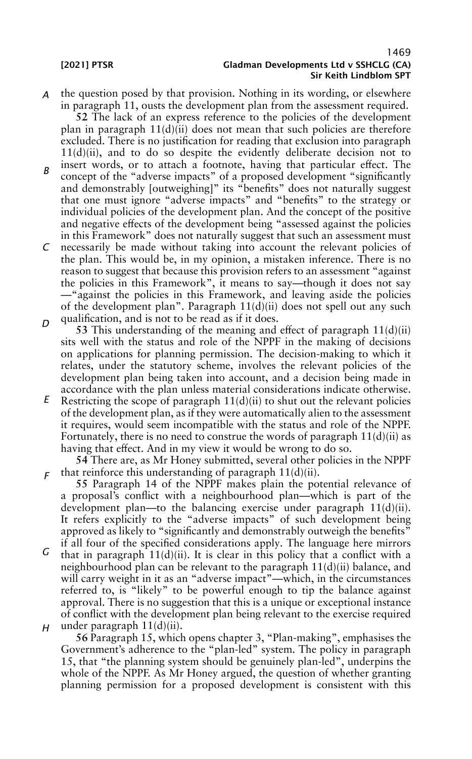the question posed by that provision. Nothing in its wording, or elsewhere in paragraph 11, ousts the development plan from the assessment required.

**52** The lack of an express reference to the policies of the development plan in paragraph 11(d)(ii) does not mean that such policies are therefore excluded. There is no justification for reading that exclusion into paragraph 11(d)(ii), and to do so despite the evidently deliberate decision not to insert words, or to attach a footnote, having that particular effect. The concept of the "adverse impacts" of a proposed development "significantly and demonstrably [outweighing]" its "benefits" does not naturally suggest that one must ignore "adverse impacts" and "benefits" to the strategy or individual policies of the development plan. And the concept of the positive and negative effects of the development being "assessed against the policies in this Framework" does not naturally suggest that such an assessment must necessarily be made without taking into account the relevant policies of the plan. This would be, in my opinion, a mistaken inference. There is no reason to suggest that because this provision refers to an assessment "against the policies in this Framework", it means to say—though it does not say —"against the policies in this Framework, and leaving aside the policies of the development plan". Paragraph 11(d)(ii) does not spell out any such qualification, and is not to be read as if it does.

**53** This understanding of the meaning and effect of paragraph 11(d)(ii) sits well with the status and role of the NPPF in the making of decisions on applications for planning permission. The decision-making to which it relates, under the statutory scheme, involves the relevant policies of the development plan being taken into account, and a decision being made in accordance with the plan unless material considerations indicate otherwise. Restricting the scope of paragraph 11(d)(ii) to shut out the relevant policies of the development plan, as if they were automatically alien to the assessment it requires, would seem incompatible with the status and role of the NPPF. Fortunately, there is no need to construe the words of paragraph 11(d)(ii) as having that effect. And in my view it would be wrong to do so.

**54** There are, as Mr Honey submitted, several other policies in the NPPF that reinforce this understanding of paragraph 11(d)(ii).

**55** Paragraph 14 of the NPPF makes plain the potential relevance of a proposal's conflict with a neighbourhood plan—which is part of the development plan—to the balancing exercise under paragraph 11(d)(ii). It refers explicitly to the "adverse impacts" of such development being approved as likely to "significantly and demonstrably outweigh the benefits" if all four of the specified considerations apply. The language here mirrors that in paragraph 11(d)(ii). It is clear in this policy that a conflict with a neighbourhood plan can be relevant to the paragraph 11(d)(ii) balance, and will carry weight in it as an "adverse impact"—which, in the circumstances referred to, is "likely" to be powerful enough to tip the balance against approval. There is no suggestion that this is a unique or exceptional instance of conflict with the development plan being relevant to the exercise required under paragraph 11(d)(ii).

**56** Paragraph 15, which opens chapter 3, "Plan-making", emphasises the Government's adherence to the "plan-led" system. The policy in paragraph 15, that "the planning system should be genuinely plan-led", underpins the whole of the NPPF. As Mr Honey argued, the question of whether granting planning permission for a proposed development is consistent with this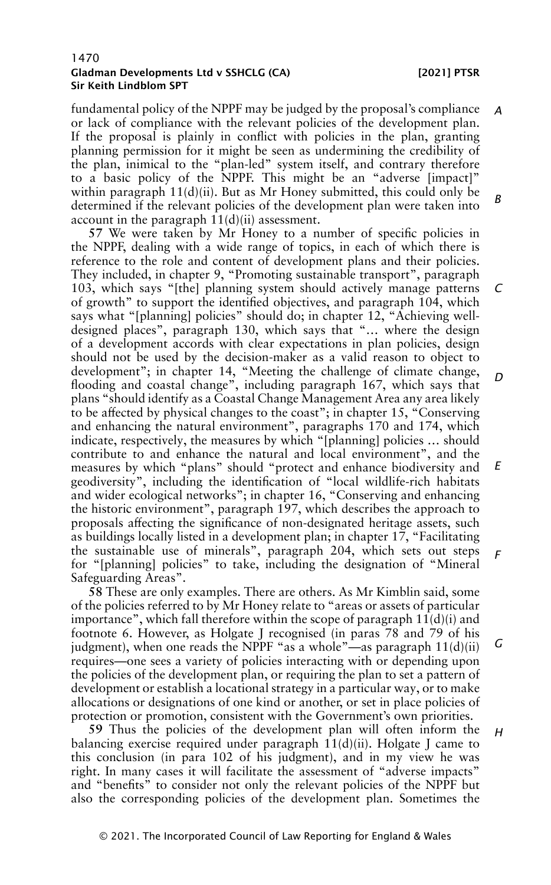fundamental policy of the NPPF may be judged by the proposal's compliance or lack of compliance with the relevant policies of the development plan. If the proposal is plainly in conflict with policies in the plan, granting planning permission for it might be seen as undermining the credibility of the plan, inimical to the "plan-led" system itself, and contrary therefore to a basic policy of the NPPF. This might be an "adverse [impact]" within paragraph 11(d)(ii). But as Mr Honey submitted, this could only be determined if the relevant policies of the development plan were taken into account in the paragraph 11(d)(ii) assessment.

**57** We were taken by Mr Honey to a number of specific policies in the NPPF, dealing with a wide range of topics, in each of which there is reference to the role and content of development plans and their policies. They included, in chapter 9, "Promoting sustainable transport", paragraph 103, which says "[the] planning system should actively manage patterns of growth" to support the identified objectives, and paragraph 104, which says what "[planning] policies" should do; in chapter 12, "Achieving well-designed places", paragraph 130, which says that "… where the design of a development accords with clear expectations in plan policies, design should not be used by the decision-maker as a valid reason to object to development"; in chapter 14, "Meeting the challenge of climate change, flooding and coastal change", including paragraph 167, which says that plans "should identify as a Coastal Change Management Area any area likely to be affected by physical changes to the coast"; in chapter 15, "Conserving and enhancing the natural environment", paragraphs 170 and 174, which indicate, respectively, the measures by which "[planning] policies … should contribute to and enhance the natural and local environment", and the measures by which "plans" should "protect and enhance biodiversity and geodiversity", including the identification of "local wildlife-rich habitats and wider ecological networks"; in chapter 16, "Conserving and enhancing the historic environment", paragraph 197, which describes the approach to proposals affecting the significance of non-designated heritage assets, such as buildings locally listed in a development plan; in chapter 17, "Facilitating the sustainable use of minerals", paragraph 204, which sets out steps for "[planning] policies" to take, including the designation of "Mineral Safeguarding Areas".

**58** These are only examples. There are others. As Mr Kimblin said, some of the policies referred to by Mr Honey relate to "areas or assets of particular importance", which fall therefore within the scope of paragraph 11(d)(i) and footnote 6. However, as Holgate J recognised (in paras 78 and 79 of his judgment), when one reads the NPPF "as a whole"—as paragraph 11(d)(ii) requires—one sees a variety of policies interacting with or depending upon the policies of the development plan, or requiring the plan to set a pattern of development or establish a locational strategy in a particular way, or to make allocations or designations of one kind or another, or set in place policies of protection or promotion, consistent with the Government's own priorities.

**59** Thus the policies of the development plan will often inform the balancing exercise required under paragraph 11(d)(ii). Holgate J came to this conclusion (in para 102 of his judgment), and in my view he was right. In many cases it will facilitate the assessment of "adverse impacts" and "benefits" to consider not only the relevant policies of the NPPF but also the corresponding policies of the development plan. Sometimes the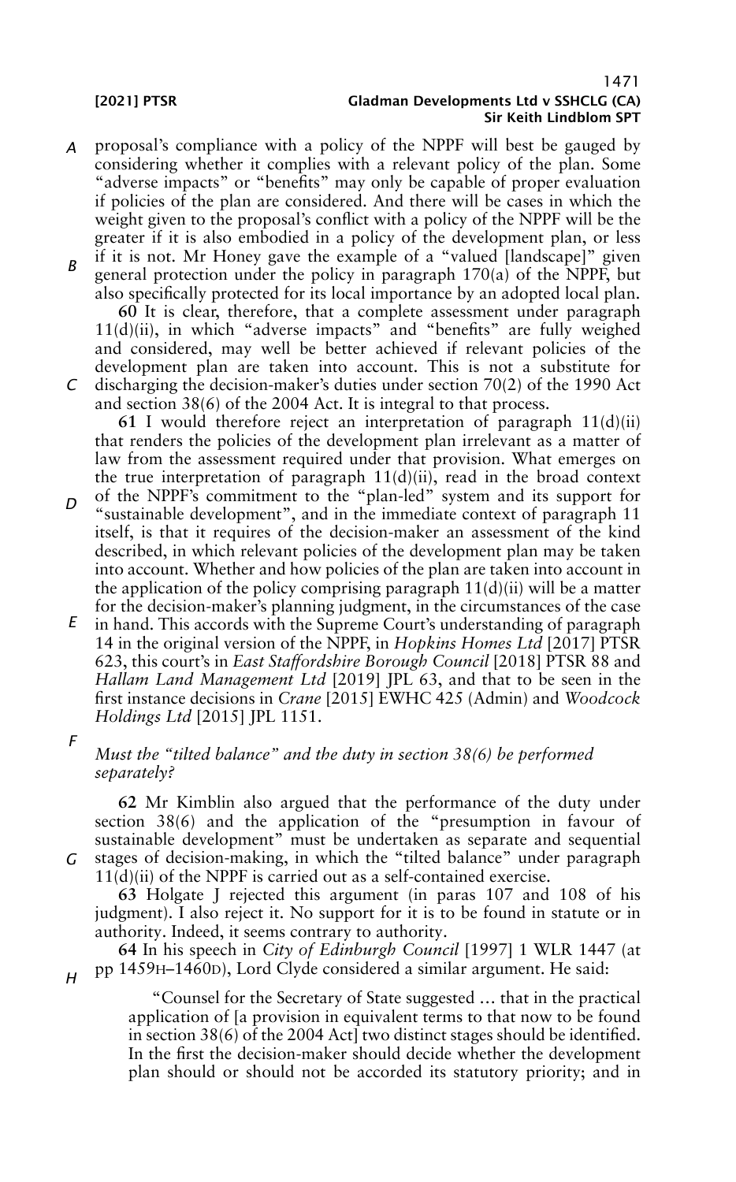proposal's compliance with a policy of the NPPF will best be gauged by considering whether it complies with a relevant policy of the plan. Some "adverse impacts" or "benefits" may only be capable of proper evaluation if policies of the plan are considered. And there will be cases in which the weight given to the proposal's conflict with a policy of the NPPF will be the greater if it is also embodied in a policy of the development plan, or less if it is not. Mr Honey gave the example of a "valued [landscape]" given general protection under the policy in paragraph 170(a) of the NPPF, but also specifically protected for its local importance by an adopted local plan.

**60** It is clear, therefore, that a complete assessment under paragraph 11(d)(ii), in which "adverse impacts" and "benefits" are fully weighed and considered, may well be better achieved if relevant policies of the development plan are taken into account. This is not a substitute for discharging the decision-maker's duties under section 70(2) of the 1990 Act and section 38(6) of the 2004 Act. It is integral to that process.

**61** I would therefore reject an interpretation of paragraph 11(d)(ii) that renders the policies of the development plan irrelevant as a matter of law from the assessment required under that provision. What emerges on the true interpretation of paragraph 11(d)(ii), read in the broad context of the NPPF's commitment to the "plan-led" system and its support for "sustainable development", and in the immediate context of paragraph 11 itself, is that it requires of the decision-maker an assessment of the kind described, in which relevant policies of the development plan may be taken into account. Whether and how policies of the plan are taken into account in the application of the policy comprising paragraph 11(d)(ii) will be a matter for the decision-maker's planning judgment, in the circumstances of the case in hand. This accords with the Supreme Court's understanding of paragraph 14 in the original version of the NPPF, in *Hopkins Homes Ltd* [2017] PTSR 623, this court's in *East Staffordshire Borough Council* [2018] PTSR 88 and *Hallam Land Management Ltd* [2019] JPL 63, and that to be seen in the first instance decisions in *Crane* [2015] EWHC 425 (Admin) and *Woodcock Holdings Ltd* [2015] JPL 1151.

### *Must the "tilted balance" and the duty in section 38(6) be performed separately?*

**62** Mr Kimblin also argued that the performance of the duty under section 38(6) and the application of the "presumption in favour of sustainable development" must be undertaken as separate and sequential stages of decision-making, in which the "tilted balance" under paragraph 11(d)(ii) of the NPPF is carried out as a self-contained exercise.

**63** Holgate J rejected this argument (in paras 107 and 108 of his judgment). I also reject it. No support for it is to be found in statute or in authority. Indeed, it seems contrary to authority.

**64** In his speech in *City of Edinburgh Council* [1997] 1 WLR 1447 (at pp 1459H–1460D), Lord Clyde considered a similar argument. He said:

> "Counsel for the Secretary of State suggested … that in the practical application of [a provision in equivalent terms to that now to be found in section 38(6) of the 2004 Act] two distinct stages should be identified. In the first the decision-maker should decide whether the development plan should or should not be accorded its statutory priority; and in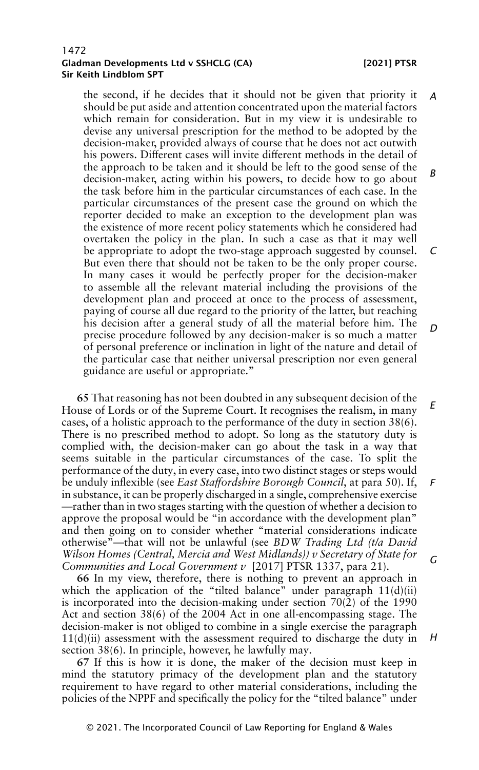the second, if he decides that it should not be given that priority it should be put aside and attention concentrated upon the material factors which remain for consideration. But in my view it is undesirable to devise any universal prescription for the method to be adopted by the decision-maker, provided always of course that he does not act outwith his powers. Different cases will invite different methods in the detail of the approach to be taken and it should be left to the good sense of the decision-maker, acting within his powers, to decide how to go about the task before him in the particular circumstances of each case. In the particular circumstances of the present case the ground on which the reporter decided to make an exception to the development plan was the existence of more recent policy statements which he considered had overtaken the policy in the plan. In such a case as that it may well be appropriate to adopt the two-stage approach suggested by counsel. But even there that should not be taken to be the only proper course. In many cases it would be perfectly proper for the decision-maker to assemble all the relevant material including the provisions of the development plan and proceed at once to the process of assessment, paying of course all due regard to the priority of the latter, but reaching his decision after a general study of all the material before him. The precise procedure followed by any decision-maker is so much a matter of personal preference or inclination in light of the nature and detail of the particular case that neither universal prescription nor even general guidance are useful or appropriate."

**65** That reasoning has not been doubted in any subsequent decision of the House of Lords or of the Supreme Court. It recognises the realism, in many cases, of a holistic approach to the performance of the duty in section 38(6). There is no prescribed method to adopt. So long as the statutory duty is complied with, the decision-maker can go about the task in a way that seems suitable in the particular circumstances of the case. To split the performance of the duty, in every case, into two distinct stages or steps would be unduly inflexible (see *East Staffordshire Borough Council*, at para 50). If, in substance, it can be properly discharged in a single, comprehensive exercise —rather than in two stages starting with the question of whether a decision to approve the proposal would be "in accordance with the development plan" and then going on to consider whether "material considerations indicate otherwise"—that will not be unlawful (see *BDW Trading Ltd (t/a David Wilson Homes (Central, Mercia and West Midlands)) v Secretary of State for Communities and Local Government v* [2017] PTSR 1337, para 21).

**66** In my view, therefore, there is nothing to prevent an approach in which the application of the "tilted balance" under paragraph 11(d)(ii) is incorporated into the decision-making under section 70(2) of the 1990 Act and section 38(6) of the 2004 Act in one all-encompassing stage. The decision-maker is not obliged to combine in a single exercise the paragraph 11(d)(ii) assessment with the assessment required to discharge the duty in section 38(6). In principle, however, he lawfully may.

**67** If this is how it is done, the maker of the decision must keep in mind the statutory primacy of the development plan and the statutory requirement to have regard to other material considerations, including the policies of the NPPF and specifically the policy for the "tilted balance" under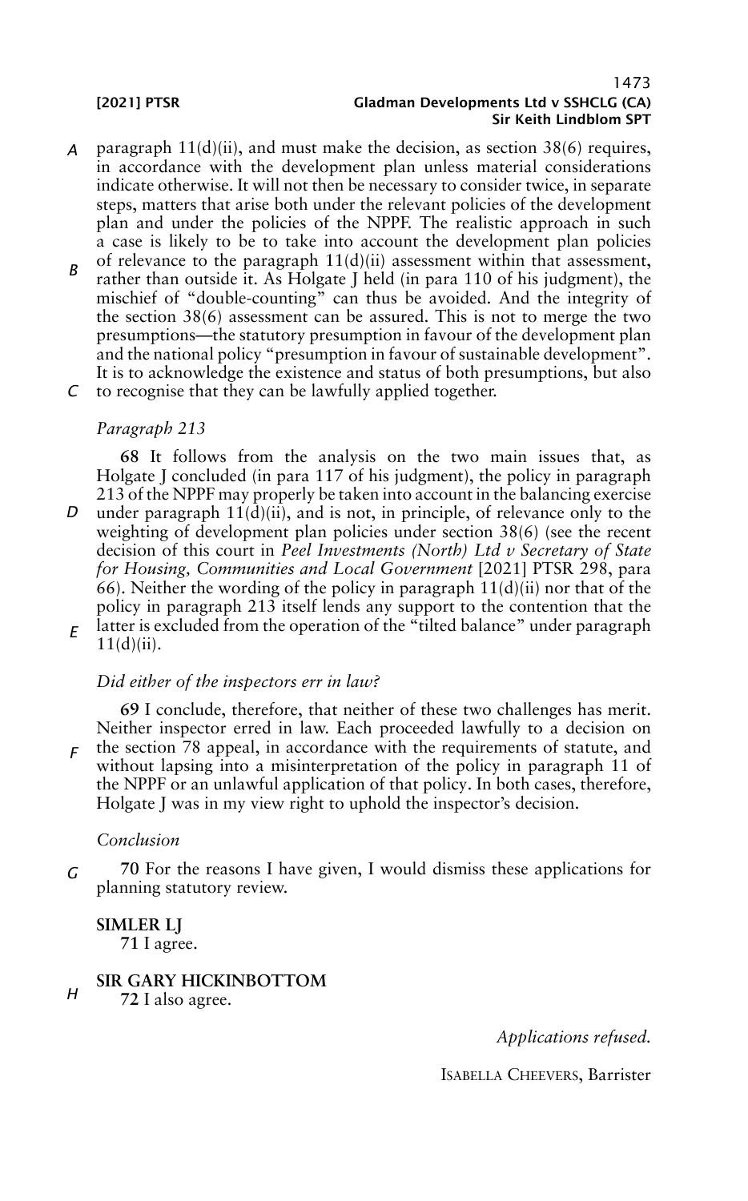paragraph 11(d)(ii), and must make the decision, as section 38(6) requires, in accordance with the development plan unless material considerations indicate otherwise. It will not then be necessary to consider twice, in separate steps, matters that arise both under the relevant policies of the development plan and under the policies of the NPPF. The realistic approach in such a case is likely to be to take into account the development plan policies of relevance to the paragraph 11(d)(ii) assessment within that assessment, rather than outside it. As Holgate J held (in para 110 of his judgment), the mischief of "double-counting" can thus be avoided. And the integrity of the section 38(6) assessment can be assured. This is not to merge the two presumptions—the statutory presumption in favour of the development plan and the national policy "presumption in favour of sustainable development". It is to acknowledge the existence and status of both presumptions, but also to recognise that they can be lawfully applied together.

*Paragraph 213*

**68** It follows from the analysis on the two main issues that, as Holgate J concluded (in para 117 of his judgment), the policy in paragraph 213 of the NPPF may properly be taken into account in the balancing exercise under paragraph 11(d)(ii), and is not, in principle, of relevance only to the weighting of development plan policies under section 38(6) (see the recent decision of this court in *Peel Investments (North) Ltd v Secretary of State for Housing, Communities and Local Government* [2021] PTSR 298, para 66). Neither the wording of the policy in paragraph 11(d)(ii) nor that of the policy in paragraph 213 itself lends any support to the contention that the latter is excluded from the operation of the "tilted balance" under paragraph 11(d)(ii).

*Did either of the inspectors err in law?*

**69** I conclude, therefore, that neither of these two challenges has merit. Neither inspector erred in law. Each proceeded lawfully to a decision on the section 78 appeal, in accordance with the requirements of statute, and without lapsing into a misinterpretation of the policy in paragraph 11 of the NPPF or an unlawful application of that policy. In both cases, therefore, Holgate J was in my view right to uphold the inspector's decision.

*Conclusion*

**70** For the reasons I have given, I would dismiss these applications for planning statutory review.

**SIMLER LJ**

**71** I agree.

**SIR GARY HICKINBOTTOM**

**72** I also agree.

*Applications refused.*

ISABELLA CHEEVERS, Barrister